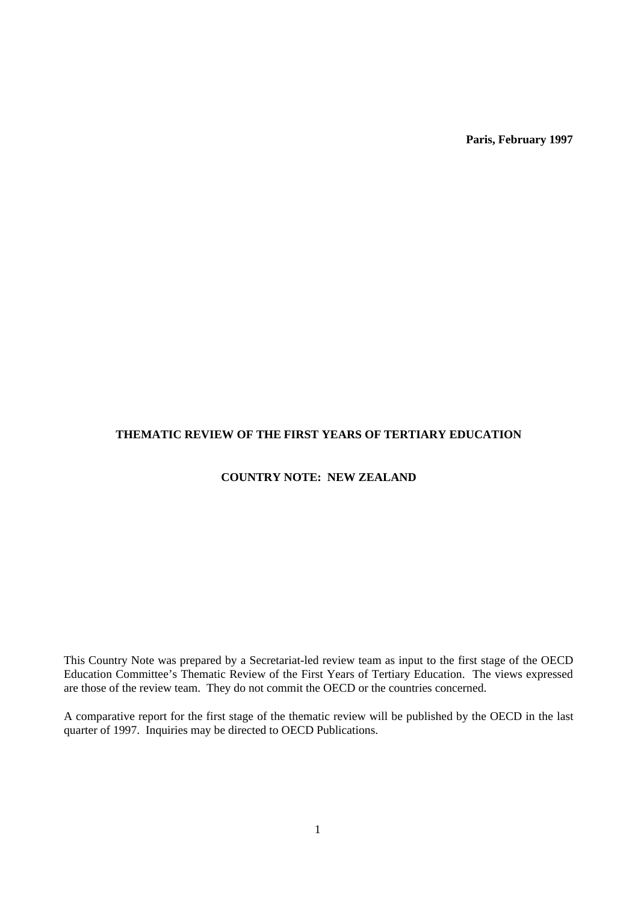**Paris, February 1997**

# THEMATIC REVIEW OF THE FIRST YEARS OF TERTIARY EDUCATION

## COUNTRY NOTE: NEW ZEALAND

This Country Note was prepared by a Secretariat-led review team as input to the first stage of the OECD Education Committee's Thematic Review of the First Years of Tertiary Education. The views expressed are those of the review team. They do not commit the OECD or the countries concerned.

A comparative report for the first stage of the thematic review will be published by the OECD in the last quarter of 1997. Inquiries may be directed to OECD Publications.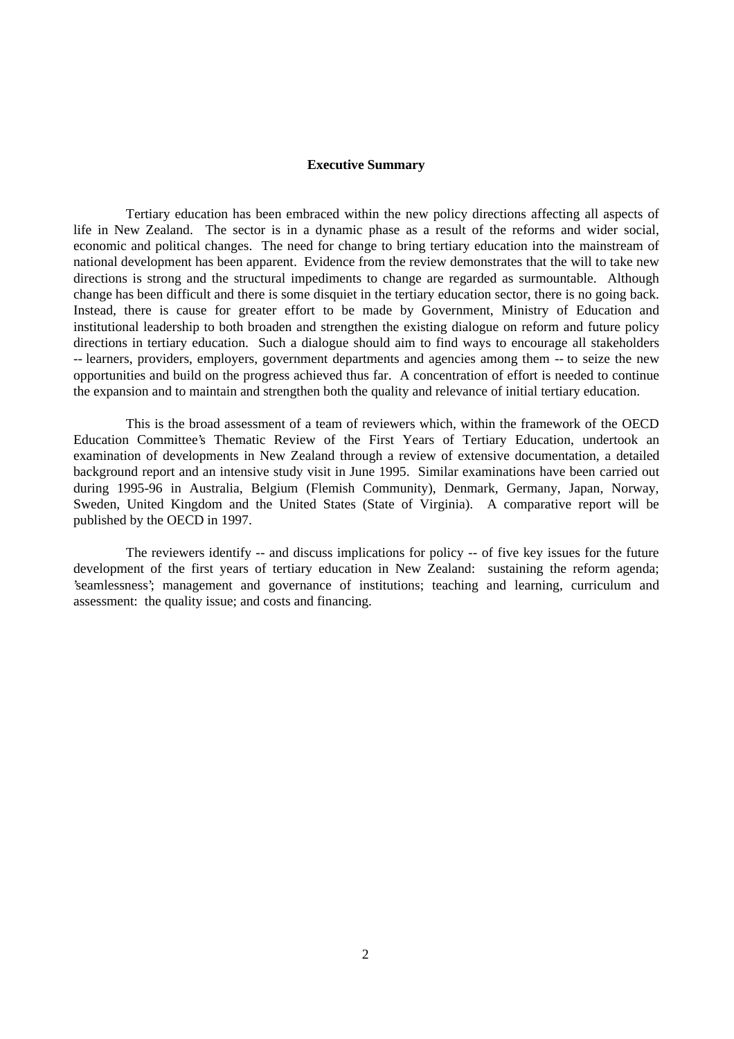## Executive Summary

Tertiary education has been embraced within the new policy directions affecting all aspects of life in New Zealand. The sector is in a dynamic phase as a result of the reforms and wider social, economic and political changes. The need for change to bring tertiary education into the mainstream of national development has been apparent. Evidence from the review demonstrates that the will to take new directions is strong and the structural impediments to change are regarded as surmountable. Although change has been difficult and there is some disquiet in the tertiary education sector, there is no going back. Instead, there is cause for greater effort to be made by Government, Ministry of Education and institutional leadership to both broaden and strengthen the existing dialogue on reform and future policy directions in tertiary education. Such a dialogue should aim to find ways to encourage all stakeholders -- learners, providers, employers, government departments and agencies among them -- to seize the new opportunities and build on the progress achieved thus far. A concentration of effort is needed to continue the expansion and to maintain and strengthen both the quality and relevance of initial tertiary education.

This is the broad assessment of a team of reviewers which, within the framework of the OECD Education Committee's Thematic Review of the First Years of Tertiary Education, undertook an examination of developments in New Zealand through a review of extensive documentation, a detailed background report and an intensive study visit in June 1995. Similar examinations have been carried out during 1995-96 in Australia, Belgium (Flemish Community), Denmark, Germany, Japan, Norway, Sweden, United Kingdom and the United States (State of Virginia). A comparative report will be published by the OECD in 1997.

The reviewers identify -- and discuss implications for policy -- of five key issues for the future development of the first years of tertiary education in New Zealand: sustaining the reform agenda; 'seamlessness'; management and governance of institutions; teaching and learning, curriculum and assessment: the quality issue; and costs and financing.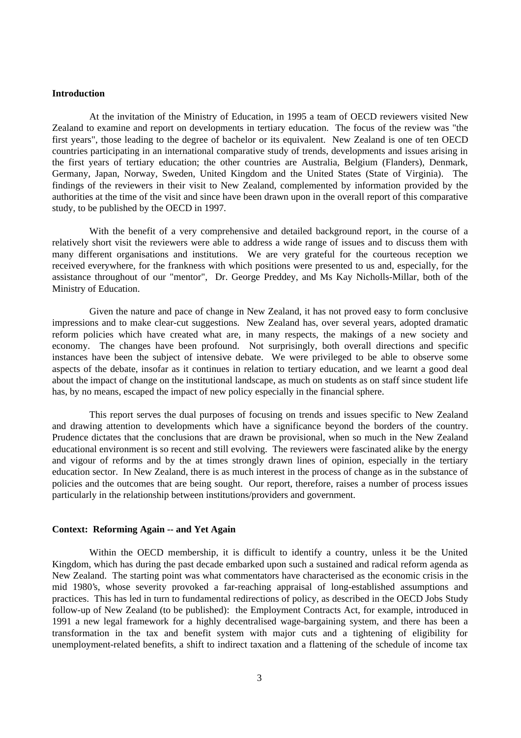## Introduction

At the invitation of the Ministry of Education, in 1995 a team of OECD reviewers visited New Zealand to examine and report on developments in tertiary education. The focus of the review was "the first years", those leading to the degree of bachelor or its equivalent. New Zealand is one of ten OECD countries participating in an international comparative study of trends, developments and issues arising in the first years of tertiary education; the other countries are Australia, Belgium (Flanders), Denmark, Germany, Japan, Norway, Sweden, United Kingdom and the United States (State of Virginia). The findings of the reviewers in their visit to New Zealand, complemented by information provided by the authorities at the time of the visit and since have been drawn upon in the overall report of this comparative study, to be published by the OECD in 1997.

With the benefit of a very comprehensive and detailed background report, in the course of a relatively short visit the reviewers were able to address a wide range of issues and to discuss them with many different organisations and institutions. We are very grateful for the courteous reception we received everywhere, for the frankness with which positions were presented to us and, especially, for the assistance throughout of our "mentor", Dr. George Preddey, and Ms Kay Nicholls-Millar, both of the Ministry of Education.

Given the nature and pace of change in New Zealand, it has not proved easy to form conclusive impressions and to make clear-cut suggestions. New Zealand has, over several years, adopted dramatic reform policies which have created what are, in many respects, the makings of a new society and economy. The changes have been profound. Not surprisingly, both overall directions and specific instances have been the subject of intensive debate. We were privileged to be able to observe some aspects of the debate, insofar as it continues in relation to tertiary education, and we learnt a good deal about the impact of change on the institutional landscape, as much on students as on staff since student life has, by no means, escaped the impact of new policy especially in the financial sphere.

This report serves the dual purposes of focusing on trends and issues specific to New Zealand and drawing attention to developments which have a significance beyond the borders of the country. Prudence dictates that the conclusions that are drawn be provisional, when so much in the New Zealand educational environment is so recent and still evolving. The reviewers were fascinated alike by the energy and vigour of reforms and by the at times strongly drawn lines of opinion, especially in the tertiary education sector. In New Zealand, there is as much interest in the process of change as in the substance of policies and the outcomes that are being sought. Our report, therefore, raises a number of process issues particularly in the relationship between institutions/providers and government.

## Context: Reforming Again -- and Yet Again

Within the OECD membership, it is difficult to identify a country, unless it be the United Kingdom, which has during the past decade embarked upon such a sustained and radical reform agenda as New Zealand. The starting point was what commentators have characterised as the economic crisis in the mid 1980's, whose severity provoked a far-reaching appraisal of long-established assumptions and practices. This has led in turn to fundamental redirections of policy, as described in the OECD Jobs Study follow-up of New Zealand (to be published): the Employment Contracts Act, for example, introduced in 1991 a new legal framework for a highly decentralised wage-bargaining system, and there has been a transformation in the tax and benefit system with major cuts and a tightening of eligibility for unemployment-related benefits, a shift to indirect taxation and a flattening of the schedule of income tax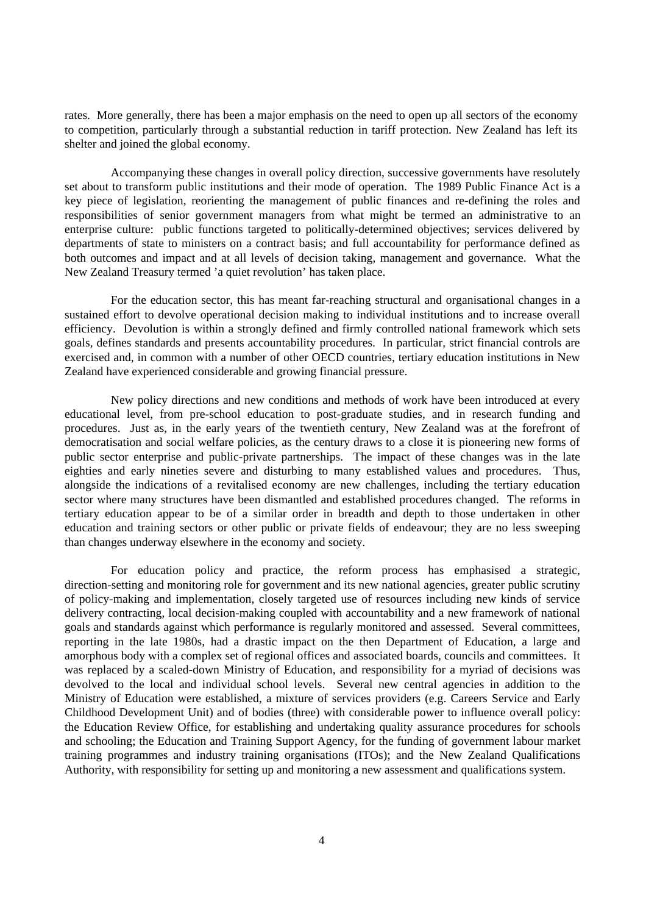rates. More generally, there has been a major emphasis on the need to open up all sectors of the economy to competition, particularly through a substantial reduction in tariff protection. New Zealand has left its shelter and joined the global economy.

Accompanying these changes in overall policy direction, successive governments have resolutely set about to transform public institutions and their mode of operation. The 1989 Public Finance Act is a key piece of legislation, reorienting the management of public finances and re-defining the roles and responsibilities of senior government managers from what might be termed an administrative to an enterprise culture: public functions targeted to politically-determined objectives; services delivered by departments of state to ministers on a contract basis; and full accountability for performance defined as both outcomes and impact and at all levels of decision taking, management and governance. What the New Zealand Treasury termed 'a quiet revolution' has taken place.

For the education sector, this has meant far-reaching structural and organisational changes in a sustained effort to devolve operational decision making to individual institutions and to increase overall efficiency. Devolution is within a strongly defined and firmly controlled national framework which sets goals, defines standards and presents accountability procedures. In particular, strict financial controls are exercised and, in common with a number of other OECD countries, tertiary education institutions in New Zealand have experienced considerable and growing financial pressure.

New policy directions and new conditions and methods of work have been introduced at every educational level, from pre-school education to post-graduate studies, and in research funding and procedures. Just as, in the early years of the twentieth century, New Zealand was at the forefront of democratisation and social welfare policies, as the century draws to a close it is pioneering new forms of public sector enterprise and public-private partnerships. The impact of these changes was in the late eighties and early nineties severe and disturbing to many established values and procedures. Thus, alongside the indications of a revitalised economy are new challenges, including the tertiary education sector where many structures have been dismantled and established procedures changed. The reforms in tertiary education appear to be of a similar order in breadth and depth to those undertaken in other education and training sectors or other public or private fields of endeavour; they are no less sweeping than changes underway elsewhere in the economy and society.

For education policy and practice, the reform process has emphasised a strategic, direction-setting and monitoring role for government and its new national agencies, greater public scrutiny of policy-making and implementation, closely targeted use of resources including new kinds of service delivery contracting, local decision-making coupled with accountability and a new framework of national goals and standards against which performance is regularly monitored and assessed. Several committees, reporting in the late 1980s, had a drastic impact on the then Department of Education, a large and amorphous body with a complex set of regional offices and associated boards, councils and committees. It was replaced by a scaled-down Ministry of Education, and responsibility for a myriad of decisions was devolved to the local and individual school levels. Several new central agencies in addition to the Ministry of Education were established, a mixture of services providers (e.g. Careers Service and Early Childhood Development Unit) and of bodies (three) with considerable power to influence overall policy: the Education Review Office, for establishing and undertaking quality assurance procedures for schools and schooling; the Education and Training Support Agency, for the funding of government labour market training programmes and industry training organisations (ITOs); and the New Zealand Qualifications Authority, with responsibility for setting up and monitoring a new assessment and qualifications system.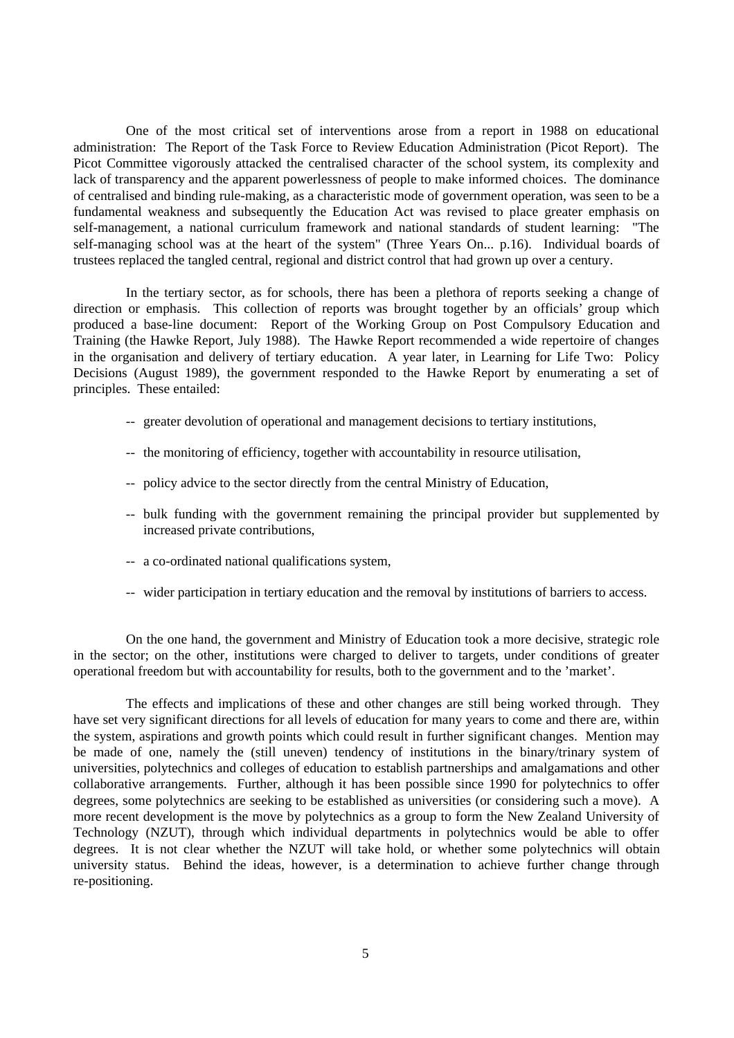One of the most critical set of interventions arose from a report in 1988 on educational administration: The Report of the Task Force to Review Education Administration (Picot Report). The Picot Committee vigorously attacked the centralised character of the school system, its complexity and lack of transparency and the apparent powerlessness of people to make informed choices. The dominance of centralised and binding rule-making, as a characteristic mode of government operation, was seen to be a fundamental weakness and subsequently the Education Act was revised to place greater emphasis on self-management, a national curriculum framework and national standards of student learning: "The self-managing school was at the heart of the system" (Three Years On... p.16). Individual boards of trustees replaced the tangled central, regional and district control that had grown up over a century.

In the tertiary sector, as for schools, there has been a plethora of reports seeking a change of direction or emphasis. This collection of reports was brought together by an officials' group which produced a base-line document: Report of the Working Group on Post Compulsory Education and Training (the Hawke Report, July 1988). The Hawke Report recommended a wide repertoire of changes in the organisation and delivery of tertiary education. A year later, in Learning for Life Two: Policy Decisions (August 1989), the government responded to the Hawke Report by enumerating a set of principles. These entailed:

- -- greater devolution of operational and management decisions to tertiary institutions,
- -- the monitoring of efficiency, together with accountability in resource utilisation,
- -- policy advice to the sector directly from the central Ministry of Education,
- -- bulk funding with the government remaining the principal provider but supplemented by increased private contributions,
- -- a co-ordinated national qualifications system,
- -- wider participation in tertiary education and the removal by institutions of barriers to access.

On the one hand, the government and Ministry of Education took a more decisive, strategic role in the sector; on the other, institutions were charged to deliver to targets, under conditions of greater operational freedom but with accountability for results, both to the government and to the 'market'.

The effects and implications of these and other changes are still being worked through. They have set very significant directions for all levels of education for many years to come and there are, within the system, aspirations and growth points which could result in further significant changes. Mention may be made of one, namely the (still uneven) tendency of institutions in the binary/trinary system of universities, polytechnics and colleges of education to establish partnerships and amalgamations and other collaborative arrangements. Further, although it has been possible since 1990 for polytechnics to offer degrees, some polytechnics are seeking to be established as universities (or considering such a move). A more recent development is the move by polytechnics as a group to form the New Zealand University of Technology (NZUT), through which individual departments in polytechnics would be able to offer degrees. It is not clear whether the NZUT will take hold, or whether some polytechnics will obtain university status. Behind the ideas, however, is a determination to achieve further change through re-positioning.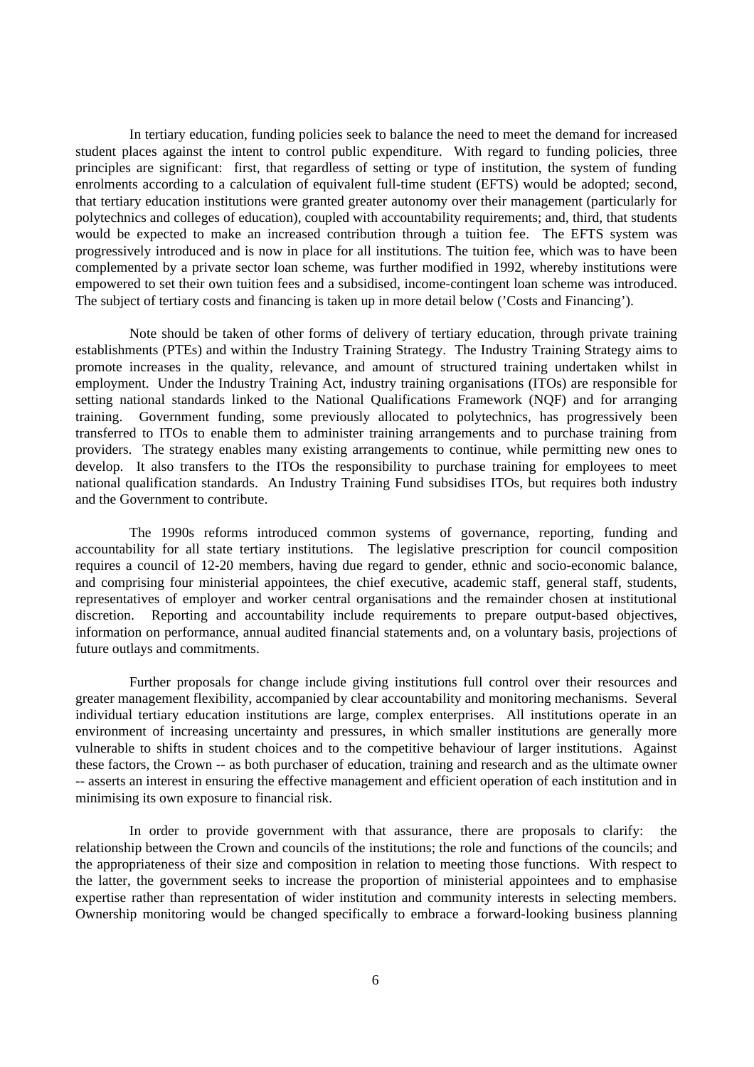In tertiary education, funding policies seek to balance the need to meet the demand for increased student places against the intent to control public expenditure. With regard to funding policies, three principles are significant: first, that regardless of setting or type of institution, the system of funding enrolments according to a calculation of equivalent full-time student (EFTS) would be adopted; second, that tertiary education institutions were granted greater autonomy over their management (particularly for polytechnics and colleges of education), coupled with accountability requirements; and, third, that students would be expected to make an increased contribution through a tuition fee. The EFTS system was progressively introduced and is now in place for all institutions. The tuition fee, which was to have been complemented by a private sector loan scheme, was further modified in 1992, whereby institutions were empowered to set their own tuition fees and a subsidised, income-contingent loan scheme was introduced. The subject of tertiary costs and financing is taken up in more detail below ('Costs and Financing').

Note should be taken of other forms of delivery of tertiary education, through private training establishments (PTEs) and within the Industry Training Strategy. The Industry Training Strategy aims to promote increases in the quality, relevance, and amount of structured training undertaken whilst in employment. Under the Industry Training Act, industry training organisations (ITOs) are responsible for setting national standards linked to the National Qualifications Framework (NQF) and for arranging training. Government funding, some previously allocated to polytechnics, has progressively been transferred to ITOs to enable them to administer training arrangements and to purchase training from providers. The strategy enables many existing arrangements to continue, while permitting new ones to develop. It also transfers to the ITOs the responsibility to purchase training for employees to meet national qualification standards. An Industry Training Fund subsidises ITOs, but requires both industry and the Government to contribute.

The 1990s reforms introduced common systems of governance, reporting, funding and accountability for all state tertiary institutions. The legislative prescription for council composition requires a council of 12-20 members, having due regard to gender, ethnic and socio-economic balance, and comprising four ministerial appointees, the chief executive, academic staff, general staff, students, representatives of employer and worker central organisations and the remainder chosen at institutional discretion. Reporting and accountability include requirements to prepare output-based objectives, information on performance, annual audited financial statements and, on a voluntary basis, projections of future outlays and commitments.

Further proposals for change include giving institutions full control over their resources and greater management flexibility, accompanied by clear accountability and monitoring mechanisms. Several individual tertiary education institutions are large, complex enterprises. All institutions operate in an environment of increasing uncertainty and pressures, in which smaller institutions are generally more vulnerable to shifts in student choices and to the competitive behaviour of larger institutions. Against these factors, the Crown -- as both purchaser of education, training and research and as the ultimate owner -- asserts an interest in ensuring the effective management and efficient operation of each institution and in minimising its own exposure to financial risk.

In order to provide government with that assurance, there are proposals to clarify: the relationship between the Crown and councils of the institutions; the role and functions of the councils; and the appropriateness of their size and composition in relation to meeting those functions. With respect to the latter, the government seeks to increase the proportion of ministerial appointees and to emphasise expertise rather than representation of wider institution and community interests in selecting members. Ownership monitoring would be changed specifically to embrace a forward-looking business planning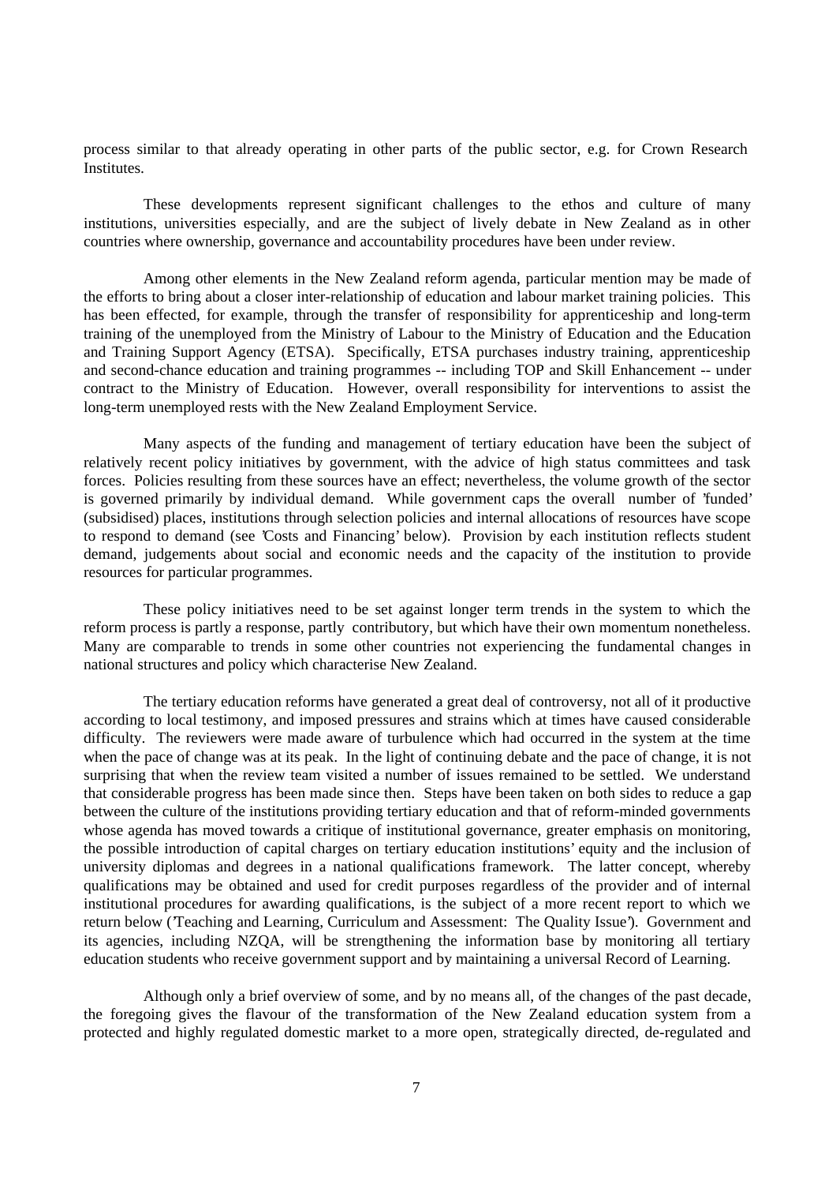process similar to that already operating in other parts of the public sector, e.g. for Crown Research Institutes.

These developments represent significant challenges to the ethos and culture of many institutions, universities especially, and are the subject of lively debate in New Zealand as in other countries where ownership, governance and accountability procedures have been under review.

Among other elements in the New Zealand reform agenda, particular mention may be made of the efforts to bring about a closer inter-relationship of education and labour market training policies. This has been effected, for example, through the transfer of responsibility for apprenticeship and long-term training of the unemployed from the Ministry of Labour to the Ministry of Education and the Education and Training Support Agency (ETSA). Specifically, ETSA purchases industry training, apprenticeship and second-chance education and training programmes -- including TOP and Skill Enhancement -- under contract to the Ministry of Education. However, overall responsibility for interventions to assist the long-term unemployed rests with the New Zealand Employment Service.

Many aspects of the funding and management of tertiary education have been the subject of relatively recent policy initiatives by government, with the advice of high status committees and task forces. Policies resulting from these sources have an effect; nevertheless, the volume growth of the sector is governed primarily by individual demand. While government caps the overall number of 'funded' (subsidised) places, institutions through selection policies and internal allocations of resources have scope to respond to demand (see 'Costs and Financing' below). Provision by each institution reflects student demand, judgements about social and economic needs and the capacity of the institution to provide resources for particular programmes.

These policy initiatives need to be set against longer term trends in the system to which the reform process is partly a response, partly contributory, but which have their own momentum nonetheless. Many are comparable to trends in some other countries not experiencing the fundamental changes in national structures and policy which characterise New Zealand.

The tertiary education reforms have generated a great deal of controversy, not all of it productive according to local testimony, and imposed pressures and strains which at times have caused considerable difficulty. The reviewers were made aware of turbulence which had occurred in the system at the time when the pace of change was at its peak. In the light of continuing debate and the pace of change, it is not surprising that when the review team visited a number of issues remained to be settled. We understand that considerable progress has been made since then. Steps have been taken on both sides to reduce a gap between the culture of the institutions providing tertiary education and that of reform-minded governments whose agenda has moved towards a critique of institutional governance, greater emphasis on monitoring, the possible introduction of capital charges on tertiary education institutions' equity and the inclusion of university diplomas and degrees in a national qualifications framework. The latter concept, whereby qualifications may be obtained and used for credit purposes regardless of the provider and of internal institutional procedures for awarding qualifications, is the subject of a more recent report to which we return below ('Teaching and Learning, Curriculum and Assessment: The Quality Issue'). Government and its agencies, including NZQA, will be strengthening the information base by monitoring all tertiary education students who receive government support and by maintaining a universal Record of Learning.

Although only a brief overview of some, and by no means all, of the changes of the past decade, the foregoing gives the flavour of the transformation of the New Zealand education system from a protected and highly regulated domestic market to a more open, strategically directed, de-regulated and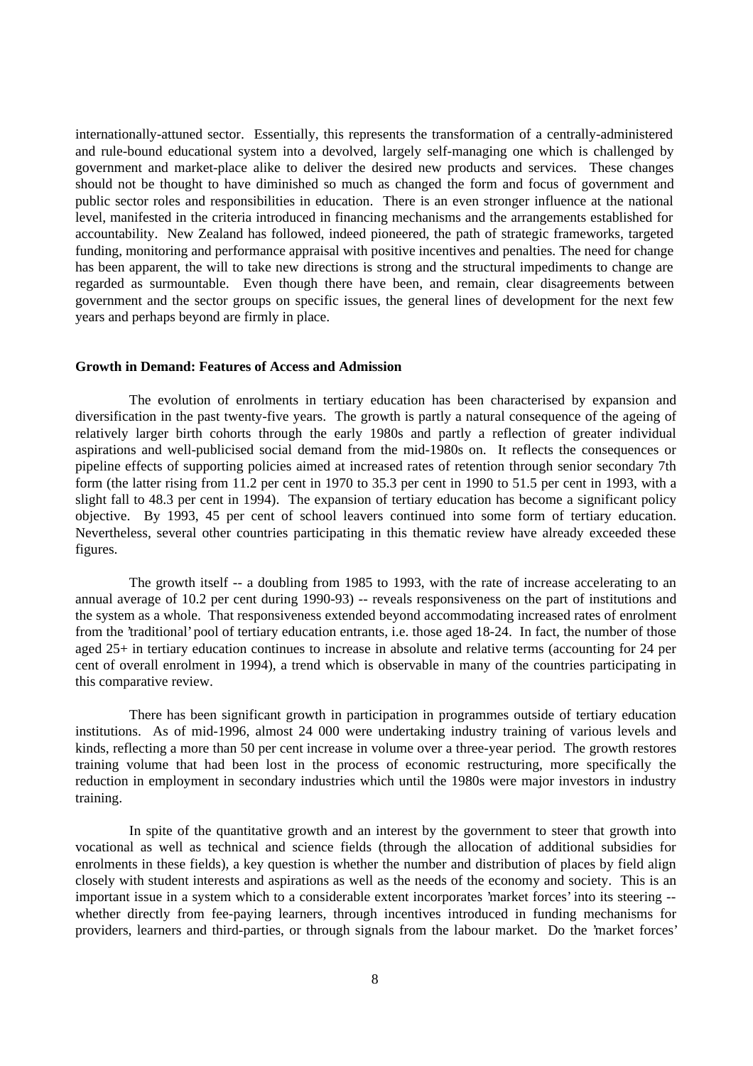internationally-attuned sector. Essentially, this represents the transformation of a centrally-administered and rule-bound educational system into a devolved, largely self-managing one which is challenged by government and market-place alike to deliver the desired new products and services. These changes should not be thought to have diminished so much as changed the form and focus of government and public sector roles and responsibilities in education. There is an even stronger influence at the national level, manifested in the criteria introduced in financing mechanisms and the arrangements established for accountability. New Zealand has followed, indeed pioneered, the path of strategic frameworks, targeted funding, monitoring and performance appraisal with positive incentives and penalties. The need for change has been apparent, the will to take new directions is strong and the structural impediments to change are regarded as surmountable. Even though there have been, and remain, clear disagreements between government and the sector groups on specific issues, the general lines of development for the next few years and perhaps beyond are firmly in place.

**Growth in Demand: Features of Access and Admission**

The evolution of enrolments in tertiary education has been characterised by expansion and diversification in the past twenty-five years. The growth is partly a natural consequence of the ageing of relatively larger birth cohorts through the early 1980s and partly a reflection of greater individual aspirations and well-publicised social demand from the mid-1980s on. It reflects the consequences or pipeline effects of supporting policies aimed at increased rates of retention through senior secondary 7th form (the latter rising from 11.2 per cent in 1970 to 35.3 per cent in 1990 to 51.5 per cent in 1993, with a slight fall to 48.3 per cent in 1994). The expansion of tertiary education has become a significant policy objective. By 1993, 45 per cent of school leavers continued into some form of tertiary education. Nevertheless, several other countries participating in this thematic review have already exceeded these figures.

The growth itself -- a doubling from 1985 to 1993, with the rate of increase accelerating to an annual average of 10.2 per cent during 1990-93) -- reveals responsiveness on the part of institutions and the system as a whole. That responsiveness extended beyond accommodating increased rates of enrolment from the 'traditional' pool of tertiary education entrants, i.e. those aged 18-24. In fact, the number of those aged 25+ in tertiary education continues to increase in absolute and relative terms (accounting for 24 per cent of overall enrolment in 1994), a trend which is observable in many of the countries participating in this comparative review.

There has been significant growth in participation in programmes outside of tertiary education institutions. As of mid-1996, almost 24 000 were undertaking industry training of various levels and kinds, reflecting a more than 50 per cent increase in volume over a three-year period. The growth restores training volume that had been lost in the process of economic restructuring, more specifically the reduction in employment in secondary industries which until the 1980s were major investors in industry training.

In spite of the quantitative growth and an interest by the government to steer that growth into vocational as well as technical and science fields (through the allocation of additional subsidies for enrolments in these fields), a key question is whether the number and distribution of places by field align closely with student interests and aspirations as well as the needs of the economy and society. This is an important issue in a system which to a considerable extent incorporates 'market forces' into its steering -- whether directly from fee-paying learners, through incentives introduced in funding mechanisms for providers, learners and third-parties, or through signals from the labour market. Do the 'market forces'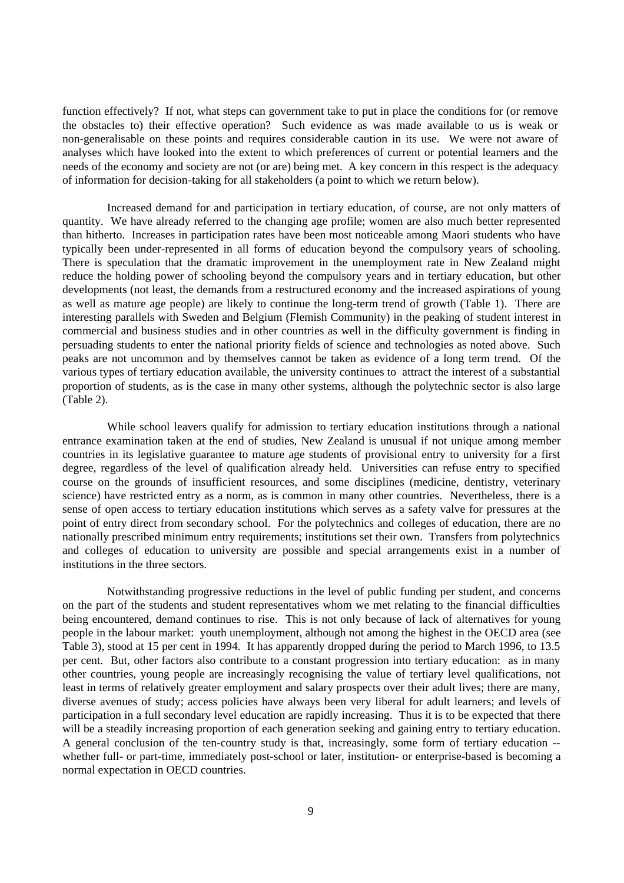function effectively? If not, what steps can government take to put in place the conditions for (or remove the obstacles to) their effective operation? Such evidence as was made available to us is weak or non-generalisable on these points and requires considerable caution in its use. We were not aware of analyses which have looked into the extent to which preferences of current or potential learners and the needs of the economy and society are not (or are) being met. A key concern in this respect is the adequacy of information for decision-taking for all stakeholders (a point to which we return below).

Increased demand for and participation in tertiary education, of course, are not only matters of quantity. We have already referred to the changing age profile; women are also much better represented than hitherto. Increases in participation rates have been most noticeable among Maori students who have typically been under-represented in all forms of education beyond the compulsory years of schooling. There is speculation that the dramatic improvement in the unemployment rate in New Zealand might reduce the holding power of schooling beyond the compulsory years and in tertiary education, but other developments (not least, the demands from a restructured economy and the increased aspirations of young as well as mature age people) are likely to continue the long-term trend of growth (Table 1). There are interesting parallels with Sweden and Belgium (Flemish Community) in the peaking of student interest in commercial and business studies and in other countries as well in the difficulty government is finding in persuading students to enter the national priority fields of science and technologies as noted above. Such peaks are not uncommon and by themselves cannot be taken as evidence of a long term trend. Of the various types of tertiary education available, the university continues to attract the interest of a substantial proportion of students, as is the case in many other systems, although the polytechnic sector is also large (Table 2).

While school leavers qualify for admission to tertiary education institutions through a national entrance examination taken at the end of studies, New Zealand is unusual if not unique among member countries in its legislative guarantee to mature age students of provisional entry to university for a first degree, regardless of the level of qualification already held. Universities can refuse entry to specified course on the grounds of insufficient resources, and some disciplines (medicine, dentistry, veterinary science) have restricted entry as a norm, as is common in many other countries. Nevertheless, there is a sense of open access to tertiary education institutions which serves as a safety valve for pressures at the point of entry direct from secondary school. For the polytechnics and colleges of education, there are no nationally prescribed minimum entry requirements; institutions set their own. Transfers from polytechnics and colleges of education to university are possible and special arrangements exist in a number of institutions in the three sectors.

Notwithstanding progressive reductions in the level of public funding per student, and concerns on the part of the students and student representatives whom we met relating to the financial difficulties being encountered, demand continues to rise. This is not only because of lack of alternatives for young people in the labour market: youth unemployment, although not among the highest in the OECD area (see Table 3), stood at 15 per cent in 1994. It has apparently dropped during the period to March 1996, to 13.5 per cent. But, other factors also contribute to a constant progression into tertiary education: as in many other countries, young people are increasingly recognising the value of tertiary level qualifications, not least in terms of relatively greater employment and salary prospects over their adult lives; there are many, diverse avenues of study; access policies have always been very liberal for adult learners; and levels of participation in a full secondary level education are rapidly increasing. Thus it is to be expected that there will be a steadily increasing proportion of each generation seeking and gaining entry to tertiary education. A general conclusion of the ten-country study is that, increasingly, some form of tertiary education -- whether full- or part-time, immediately post-school or later, institution- or enterprise-based is becoming a normal expectation in OECD countries.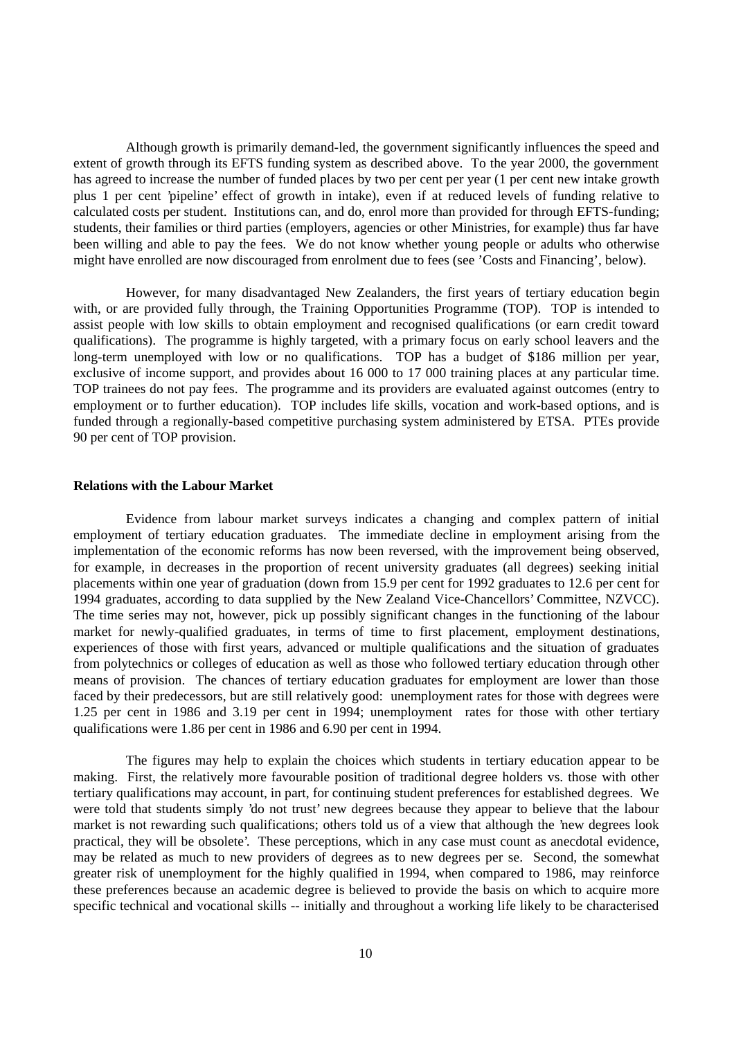Although growth is primarily demand-led, the government significantly influences the speed and extent of growth through its EFTS funding system as described above. To the year 2000, the government has agreed to increase the number of funded places by two per cent per year (1 per cent new intake growth plus 1 per cent 'pipeline' effect of growth in intake), even if at reduced levels of funding relative to calculated costs per student. Institutions can, and do, enrol more than provided for through EFTS-funding; students, their families or third parties (employers, agencies or other Ministries, for example) thus far have been willing and able to pay the fees. We do not know whether young people or adults who otherwise might have enrolled are now discouraged from enrolment due to fees (see 'Costs and Financing', below).

However, for many disadvantaged New Zealanders, the first years of tertiary education begin with, or are provided fully through, the Training Opportunities Programme (TOP). TOP is intended to assist people with low skills to obtain employment and recognised qualifications (or earn credit toward qualifications). The programme is highly targeted, with a primary focus on early school leavers and the long-term unemployed with low or no qualifications. TOP has a budget of $186 million per year, exclusive of income support, and provides about 16 000 to 17 000 training places at any particular time. TOP trainees do not pay fees. The programme and its providers are evaluated against outcomes (entry to employment or to further education). TOP includes life skills, vocation and work-based options, and is funded through a regionally-based competitive purchasing system administered by ETSA. PTEs provide 90 per cent of TOP provision.

**Relations with the Labour Market**

Evidence from labour market surveys indicates a changing and complex pattern of initial employment of tertiary education graduates. The immediate decline in employment arising from the implementation of the economic reforms has now been reversed, with the improvement being observed, for example, in decreases in the proportion of recent university graduates (all degrees) seeking initial placements within one year of graduation (down from 15.9 per cent for 1992 graduates to 12.6 per cent for 1994 graduates, according to data supplied by the New Zealand Vice-Chancellors' Committee, NZVCC). The time series may not, however, pick up possibly significant changes in the functioning of the labour market for newly-qualified graduates, in terms of time to first placement, employment destinations, experiences of those with first years, advanced or multiple qualifications and the situation of graduates from polytechnics or colleges of education as well as those who followed tertiary education through other means of provision. The chances of tertiary education graduates for employment are lower than those faced by their predecessors, but are still relatively good: unemployment rates for those with degrees were 1.25 per cent in 1986 and 3.19 per cent in 1994; unemployment rates for those with other tertiary qualifications were 1.86 per cent in 1986 and 6.90 per cent in 1994.

The figures may help to explain the choices which students in tertiary education appear to be making. First, the relatively more favourable position of traditional degree holders vs. those with other tertiary qualifications may account, in part, for continuing student preferences for established degrees. We were told that students simply 'do not trust' new degrees because they appear to believe that the labour market is not rewarding such qualifications; others told us of a view that although the 'new degrees look practical, they will be obsolete'. These perceptions, which in any case must count as anecdotal evidence, may be related as much to new providers of degrees as to new degrees per se. Second, the somewhat greater risk of unemployment for the highly qualified in 1994, when compared to 1986, may reinforce these preferences because an academic degree is believed to provide the basis on which to acquire more specific technical and vocational skills -- initially and throughout a working life likely to be characterised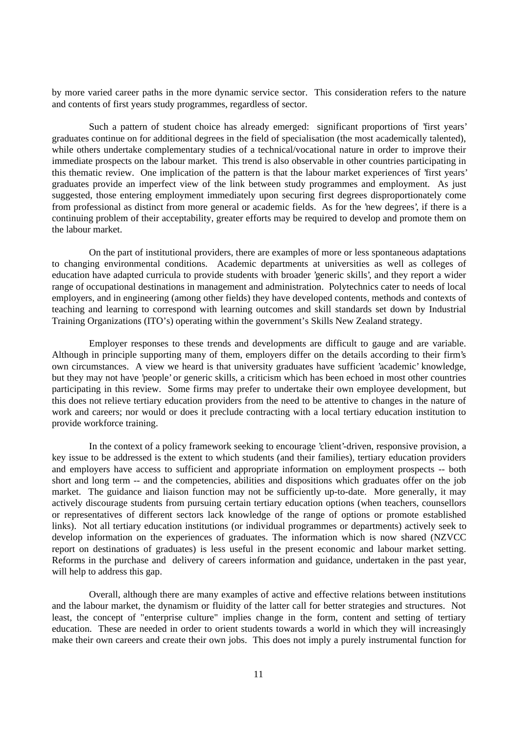by more varied career paths in the more dynamic service sector. This consideration refers to the nature and contents of first years study programmes, regardless of sector.

Such a pattern of student choice has already emerged: significant proportions of 'first years' graduates continue on for additional degrees in the field of specialisation (the most academically talented), while others undertake complementary studies of a technical/vocational nature in order to improve their immediate prospects on the labour market. This trend is also observable in other countries participating in this thematic review. One implication of the pattern is that the labour market experiences of 'first years' graduates provide an imperfect view of the link between study programmes and employment. As just suggested, those entering employment immediately upon securing first degrees disproportionately come from professional as distinct from more general or academic fields. As for the 'new degrees', if there is a continuing problem of their acceptability, greater efforts may be required to develop and promote them on the labour market.

On the part of institutional providers, there are examples of more or less spontaneous adaptations to changing environmental conditions. Academic departments at universities as well as colleges of education have adapted curricula to provide students with broader 'generic skills', and they report a wider range of occupational destinations in management and administration. Polytechnics cater to needs of local employers, and in engineering (among other fields) they have developed contents, methods and contexts of teaching and learning to correspond with learning outcomes and skill standards set down by Industrial Training Organizations (ITO's) operating within the government's Skills New Zealand strategy.

Employer responses to these trends and developments are difficult to gauge and are variable. Although in principle supporting many of them, employers differ on the details according to their firm's own circumstances. A view we heard is that university graduates have sufficient 'academic' knowledge, but they may not have 'people' or generic skills, a criticism which has been echoed in most other countries participating in this review. Some firms may prefer to undertake their own employee development, but this does not relieve tertiary education providers from the need to be attentive to changes in the nature of work and careers; nor would or does it preclude contracting with a local tertiary education institution to provide workforce training.

In the context of a policy framework seeking to encourage 'client'-driven, responsive provision, a key issue to be addressed is the extent to which students (and their families), tertiary education providers and employers have access to sufficient and appropriate information on employment prospects -- both short and long term -- and the competencies, abilities and dispositions which graduates offer on the job market. The guidance and liaison function may not be sufficiently up-to-date. More generally, it may actively discourage students from pursuing certain tertiary education options (when teachers, counsellors or representatives of different sectors lack knowledge of the range of options or promote established links). Not all tertiary education institutions (or individual programmes or departments) actively seek to develop information on the experiences of graduates. The information which is now shared (NZVCC report on destinations of graduates) is less useful in the present economic and labour market setting. Reforms in the purchase and delivery of careers information and guidance, undertaken in the past year, will help to address this gap.

Overall, although there are many examples of active and effective relations between institutions and the labour market, the dynamism or fluidity of the latter call for better strategies and structures. Not least, the concept of "enterprise culture" implies change in the form, content and setting of tertiary education. These are needed in order to orient students towards a world in which they will increasingly make their own careers and create their own jobs. This does not imply a purely instrumental function for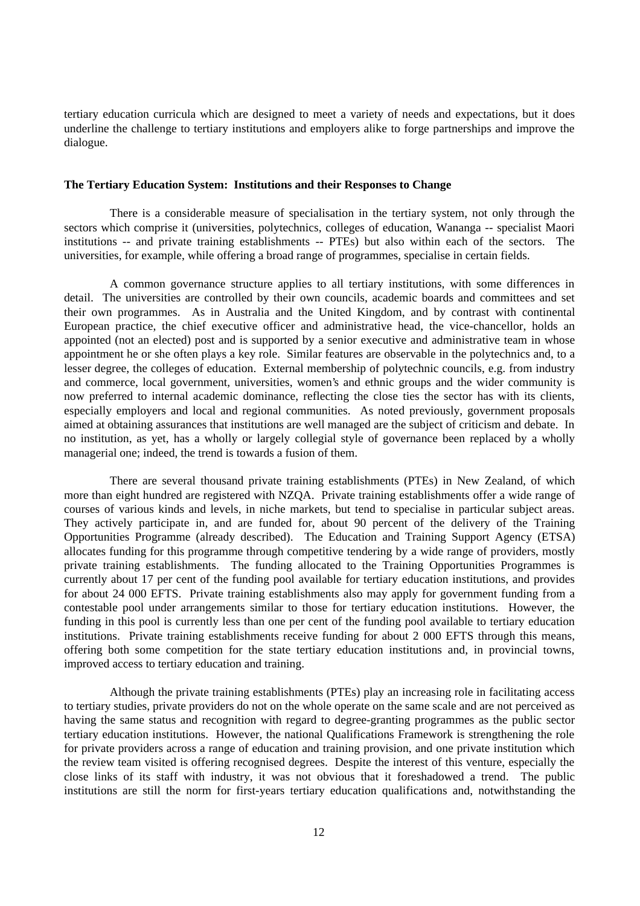tertiary education curricula which are designed to meet a variety of needs and expectations, but it does underline the challenge to tertiary institutions and employers alike to forge partnerships and improve the dialogue.

**The Tertiary Education System: Institutions and their Responses to Change**

There is a considerable measure of specialisation in the tertiary system, not only through the sectors which comprise it (universities, polytechnics, colleges of education, Wananga -- specialist Maori institutions -- and private training establishments -- PTEs) but also within each of the sectors. The universities, for example, while offering a broad range of programmes, specialise in certain fields.

A common governance structure applies to all tertiary institutions, with some differences in detail. The universities are controlled by their own councils, academic boards and committees and set their own programmes. As in Australia and the United Kingdom, and by contrast with continental European practice, the chief executive officer and administrative head, the vice-chancellor, holds an appointed (not an elected) post and is supported by a senior executive and administrative team in whose appointment he or she often plays a key role. Similar features are observable in the polytechnics and, to a lesser degree, the colleges of education. External membership of polytechnic councils, e.g. from industry and commerce, local government, universities, women's and ethnic groups and the wider community is now preferred to internal academic dominance, reflecting the close ties the sector has with its clients, especially employers and local and regional communities. As noted previously, government proposals aimed at obtaining assurances that institutions are well managed are the subject of criticism and debate. In no institution, as yet, has a wholly or largely collegial style of governance been replaced by a wholly managerial one; indeed, the trend is towards a fusion of them.

There are several thousand private training establishments (PTEs) in New Zealand, of which more than eight hundred are registered with NZQA. Private training establishments offer a wide range of courses of various kinds and levels, in niche markets, but tend to specialise in particular subject areas. They actively participate in, and are funded for, about 90 percent of the delivery of the Training Opportunities Programme (already described). The Education and Training Support Agency (ETSA) allocates funding for this programme through competitive tendering by a wide range of providers, mostly private training establishments. The funding allocated to the Training Opportunities Programmes is currently about 17 per cent of the funding pool available for tertiary education institutions, and provides for about 24 000 EFTS. Private training establishments also may apply for government funding from a contestable pool under arrangements similar to those for tertiary education institutions. However, the funding in this pool is currently less than one per cent of the funding pool available to tertiary education institutions. Private training establishments receive funding for about 2 000 EFTS through this means, offering both some competition for the state tertiary education institutions and, in provincial towns, improved access to tertiary education and training.

Although the private training establishments (PTEs) play an increasing role in facilitating access to tertiary studies, private providers do not on the whole operate on the same scale and are not perceived as having the same status and recognition with regard to degree-granting programmes as the public sector tertiary education institutions. However, the national Qualifications Framework is strengthening the role for private providers across a range of education and training provision, and one private institution which the review team visited is offering recognised degrees. Despite the interest of this venture, especially the close links of its staff with industry, it was not obvious that it foreshadowed a trend. The public institutions are still the norm for first-years tertiary education qualifications and, notwithstanding the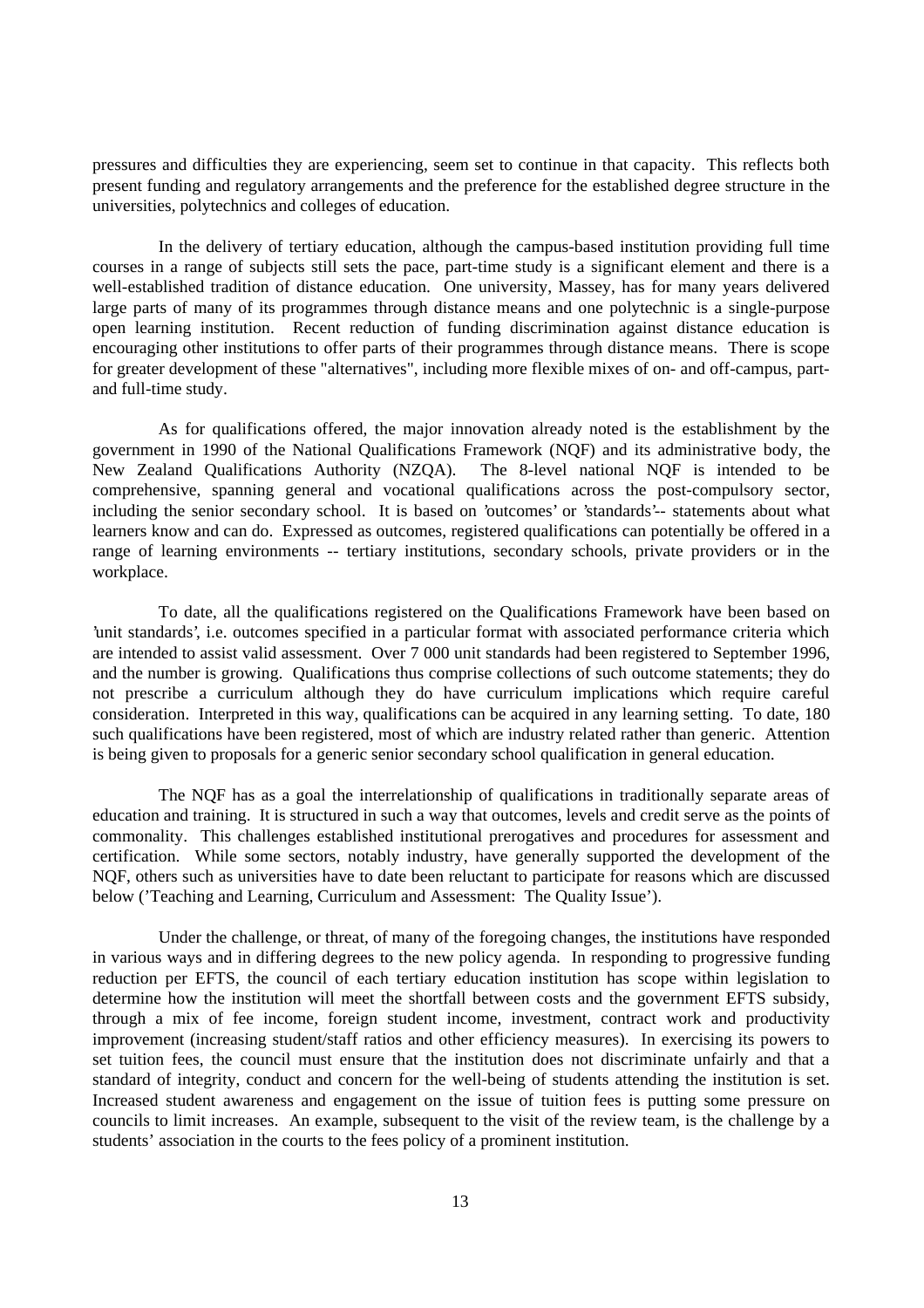pressures and difficulties they are experiencing, seem set to continue in that capacity. This reflects both present funding and regulatory arrangements and the preference for the established degree structure in the universities, polytechnics and colleges of education.

In the delivery of tertiary education, although the campus-based institution providing full time courses in a range of subjects still sets the pace, part-time study is a significant element and there is a well-established tradition of distance education. One university, Massey, has for many years delivered large parts of many of its programmes through distance means and one polytechnic is a single-purpose open learning institution. Recent reduction of funding discrimination against distance education is encouraging other institutions to offer parts of their programmes through distance means. There is scope for greater development of these "alternatives", including more flexible mixes of on- and off-campus, part- and full-time study.

As for qualifications offered, the major innovation already noted is the establishment by the government in 1990 of the National Qualifications Framework (NQF) and its administrative body, the New Zealand Qualifications Authority (NZQA). The 8-level national NQF is intended to be comprehensive, spanning general and vocational qualifications across the post-compulsory sector, including the senior secondary school. It is based on 'outcomes' or 'standards'-- statements about what learners know and can do. Expressed as outcomes, registered qualifications can potentially be offered in a range of learning environments -- tertiary institutions, secondary schools, private providers or in the workplace.

To date, all the qualifications registered on the Qualifications Framework have been based on 'unit standards', i.e. outcomes specified in a particular format with associated performance criteria which are intended to assist valid assessment. Over 7 000 unit standards had been registered to September 1996, and the number is growing. Qualifications thus comprise collections of such outcome statements; they do not prescribe a curriculum although they do have curriculum implications which require careful consideration. Interpreted in this way, qualifications can be acquired in any learning setting. To date, 180 such qualifications have been registered, most of which are industry related rather than generic. Attention is being given to proposals for a generic senior secondary school qualification in general education.

The NQF has as a goal the interrelationship of qualifications in traditionally separate areas of education and training. It is structured in such a way that outcomes, levels and credit serve as the points of commonality. This challenges established institutional prerogatives and procedures for assessment and certification. While some sectors, notably industry, have generally supported the development of the NQF, others such as universities have to date been reluctant to participate for reasons which are discussed below ('Teaching and Learning, Curriculum and Assessment: The Quality Issue').

Under the challenge, or threat, of many of the foregoing changes, the institutions have responded in various ways and in differing degrees to the new policy agenda. In responding to progressive funding reduction per EFTS, the council of each tertiary education institution has scope within legislation to determine how the institution will meet the shortfall between costs and the government EFTS subsidy, through a mix of fee income, foreign student income, investment, contract work and productivity improvement (increasing student/staff ratios and other efficiency measures). In exercising its powers to set tuition fees, the council must ensure that the institution does not discriminate unfairly and that a standard of integrity, conduct and concern for the well-being of students attending the institution is set. Increased student awareness and engagement on the issue of tuition fees is putting some pressure on councils to limit increases. An example, subsequent to the visit of the review team, is the challenge by a students' association in the courts to the fees policy of a prominent institution.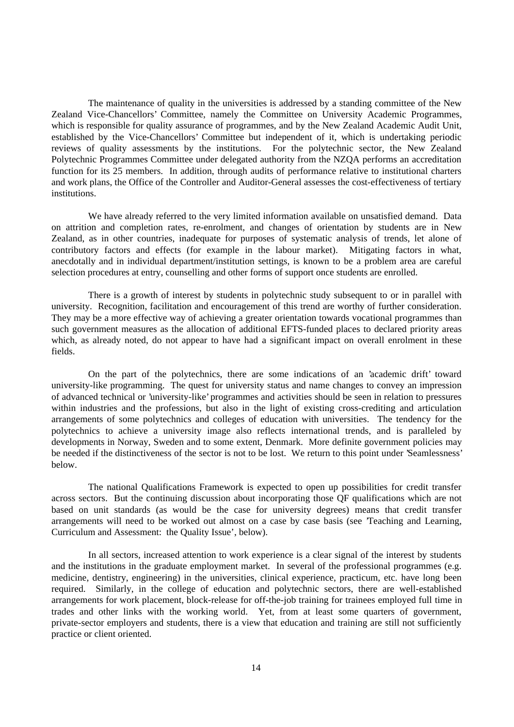The maintenance of quality in the universities is addressed by a standing committee of the New Zealand Vice-Chancellors' Committee, namely the Committee on University Academic Programmes, which is responsible for quality assurance of programmes, and by the New Zealand Academic Audit Unit, established by the Vice-Chancellors' Committee but independent of it, which is undertaking periodic reviews of quality assessments by the institutions. For the polytechnic sector, the New Zealand Polytechnic Programmes Committee under delegated authority from the NZQA performs an accreditation function for its 25 members. In addition, through audits of performance relative to institutional charters and work plans, the Office of the Controller and Auditor-General assesses the cost-effectiveness of tertiary institutions.

We have already referred to the very limited information available on unsatisfied demand. Data on attrition and completion rates, re-enrolment, and changes of orientation by students are in New Zealand, as in other countries, inadequate for purposes of systematic analysis of trends, let alone of contributory factors and effects (for example in the labour market). Mitigating factors in what, anecdotally and in individual department/institution settings, is known to be a problem area are careful selection procedures at entry, counselling and other forms of support once students are enrolled.

There is a growth of interest by students in polytechnic study subsequent to or in parallel with university. Recognition, facilitation and encouragement of this trend are worthy of further consideration. They may be a more effective way of achieving a greater orientation towards vocational programmes than such government measures as the allocation of additional EFTS-funded places to declared priority areas which, as already noted, do not appear to have had a significant impact on overall enrolment in these fields.

On the part of the polytechnics, there are some indications of an 'academic drift' toward university-like programming. The quest for university status and name changes to convey an impression of advanced technical or 'university-like' programmes and activities should be seen in relation to pressures within industries and the professions, but also in the light of existing cross-crediting and articulation arrangements of some polytechnics and colleges of education with universities. The tendency for the polytechnics to achieve a university image also reflects international trends, and is paralleled by developments in Norway, Sweden and to some extent, Denmark. More definite government policies may be needed if the distinctiveness of the sector is not to be lost. We return to this point under 'Seamlessness' below.

The national Qualifications Framework is expected to open up possibilities for credit transfer across sectors. But the continuing discussion about incorporating those QF qualifications which are not based on unit standards (as would be the case for university degrees) means that credit transfer arrangements will need to be worked out almost on a case by case basis (see 'Teaching and Learning, Curriculum and Assessment: the Quality Issue', below).

In all sectors, increased attention to work experience is a clear signal of the interest by students and the institutions in the graduate employment market. In several of the professional programmes (e.g. medicine, dentistry, engineering) in the universities, clinical experience, practicum, etc. have long been required. Similarly, in the college of education and polytechnic sectors, there are well-established arrangements for work placement, block-release for off-the-job training for trainees employed full time in trades and other links with the working world. Yet, from at least some quarters of government, private-sector employers and students, there is a view that education and training are still not sufficiently practice or client oriented.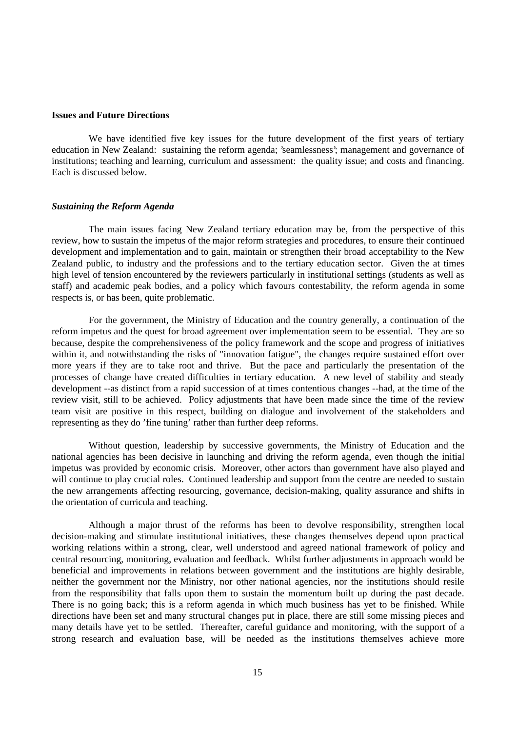**Issues and Future Directions**

We have identified five key issues for the future development of the first years of tertiary education in New Zealand: sustaining the reform agenda; 'seamlessness'; management and governance of institutions; teaching and learning, curriculum and assessment: the quality issue; and costs and financing. Each is discussed below.

***Sustaining the Reform Agenda***

The main issues facing New Zealand tertiary education may be, from the perspective of this review, how to sustain the impetus of the major reform strategies and procedures, to ensure their continued development and implementation and to gain, maintain or strengthen their broad acceptability to the New Zealand public, to industry and the professions and to the tertiary education sector. Given the at times high level of tension encountered by the reviewers particularly in institutional settings (students as well as staff) and academic peak bodies, and a policy which favours contestability, the reform agenda in some respects is, or has been, quite problematic.

For the government, the Ministry of Education and the country generally, a continuation of the reform impetus and the quest for broad agreement over implementation seem to be essential. They are so because, despite the comprehensiveness of the policy framework and the scope and progress of initiatives within it, and notwithstanding the risks of "innovation fatigue", the changes require sustained effort over more years if they are to take root and thrive. But the pace and particularly the presentation of the processes of change have created difficulties in tertiary education. A new level of stability and steady development --as distinct from a rapid succession of at times contentious changes --had, at the time of the review visit, still to be achieved. Policy adjustments that have been made since the time of the review team visit are positive in this respect, building on dialogue and involvement of the stakeholders and representing as they do 'fine tuning' rather than further deep reforms.

Without question, leadership by successive governments, the Ministry of Education and the national agencies has been decisive in launching and driving the reform agenda, even though the initial impetus was provided by economic crisis. Moreover, other actors than government have also played and will continue to play crucial roles. Continued leadership and support from the centre are needed to sustain the new arrangements affecting resourcing, governance, decision-making, quality assurance and shifts in the orientation of curricula and teaching.

Although a major thrust of the reforms has been to devolve responsibility, strengthen local decision-making and stimulate institutional initiatives, these changes themselves depend upon practical working relations within a strong, clear, well understood and agreed national framework of policy and central resourcing, monitoring, evaluation and feedback. Whilst further adjustments in approach would be beneficial and improvements in relations between government and the institutions are highly desirable, neither the government nor the Ministry, nor other national agencies, nor the institutions should resile from the responsibility that falls upon them to sustain the momentum built up during the past decade. There is no going back; this is a reform agenda in which much business has yet to be finished. While directions have been set and many structural changes put in place, there are still some missing pieces and many details have yet to be settled. Thereafter, careful guidance and monitoring, with the support of a strong research and evaluation base, will be needed as the institutions themselves achieve more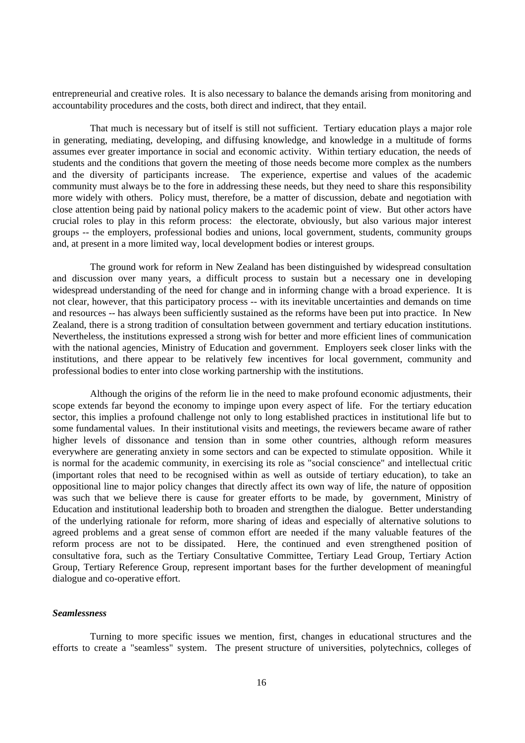entrepreneurial and creative roles. It is also necessary to balance the demands arising from monitoring and accountability procedures and the costs, both direct and indirect, that they entail.

That much is necessary but of itself is still not sufficient. Tertiary education plays a major role in generating, mediating, developing, and diffusing knowledge, and knowledge in a multitude of forms assumes ever greater importance in social and economic activity. Within tertiary education, the needs of students and the conditions that govern the meeting of those needs become more complex as the numbers and the diversity of participants increase. The experience, expertise and values of the academic community must always be to the fore in addressing these needs, but they need to share this responsibility more widely with others. Policy must, therefore, be a matter of discussion, debate and negotiation with close attention being paid by national policy makers to the academic point of view. But other actors have crucial roles to play in this reform process: the electorate, obviously, but also various major interest groups -- the employers, professional bodies and unions, local government, students, community groups and, at present in a more limited way, local development bodies or interest groups.

The ground work for reform in New Zealand has been distinguished by widespread consultation and discussion over many years, a difficult process to sustain but a necessary one in developing widespread understanding of the need for change and in informing change with a broad experience. It is not clear, however, that this participatory process -- with its inevitable uncertainties and demands on time and resources -- has always been sufficiently sustained as the reforms have been put into practice. In New Zealand, there is a strong tradition of consultation between government and tertiary education institutions. Nevertheless, the institutions expressed a strong wish for better and more efficient lines of communication with the national agencies, Ministry of Education and government. Employers seek closer links with the institutions, and there appear to be relatively few incentives for local government, community and professional bodies to enter into close working partnership with the institutions.

Although the origins of the reform lie in the need to make profound economic adjustments, their scope extends far beyond the economy to impinge upon every aspect of life. For the tertiary education sector, this implies a profound challenge not only to long established practices in institutional life but to some fundamental values. In their institutional visits and meetings, the reviewers became aware of rather higher levels of dissonance and tension than in some other countries, although reform measures everywhere are generating anxiety in some sectors and can be expected to stimulate opposition. While it is normal for the academic community, in exercising its role as "social conscience" and intellectual critic (important roles that need to be recognised within as well as outside of tertiary education), to take an oppositional line to major policy changes that directly affect its own way of life, the nature of opposition was such that we believe there is cause for greater efforts to be made, by government, Ministry of Education and institutional leadership both to broaden and strengthen the dialogue. Better understanding of the underlying rationale for reform, more sharing of ideas and especially of alternative solutions to agreed problems and a great sense of common effort are needed if the many valuable features of the reform process are not to be dissipated. Here, the continued and even strengthened position of consultative fora, such as the Tertiary Consultative Committee, Tertiary Lead Group, Tertiary Action Group, Tertiary Reference Group, represent important bases for the further development of meaningful dialogue and co-operative effort.

***Seamlessness***

Turning to more specific issues we mention, first, changes in educational structures and the efforts to create a "seamless" system. The present structure of universities, polytechnics, colleges of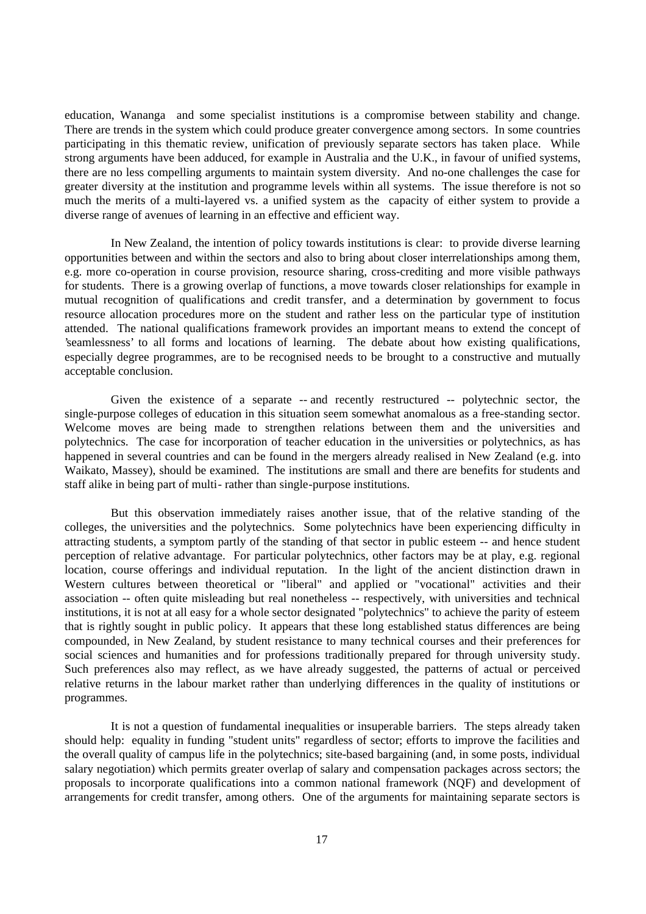education, Wananga and some specialist institutions is a compromise between stability and change. There are trends in the system which could produce greater convergence among sectors. In some countries participating in this thematic review, unification of previously separate sectors has taken place. While strong arguments have been adduced, for example in Australia and the U.K., in favour of unified systems, there are no less compelling arguments to maintain system diversity. And no-one challenges the case for greater diversity at the institution and programme levels within all systems. The issue therefore is not so much the merits of a multi-layered vs. a unified system as the capacity of either system to provide a diverse range of avenues of learning in an effective and efficient way.

In New Zealand, the intention of policy towards institutions is clear: to provide diverse learning opportunities between and within the sectors and also to bring about closer interrelationships among them, e.g. more co-operation in course provision, resource sharing, cross-crediting and more visible pathways for students. There is a growing overlap of functions, a move towards closer relationships for example in mutual recognition of qualifications and credit transfer, and a determination by government to focus resource allocation procedures more on the student and rather less on the particular type of institution attended. The national qualifications framework provides an important means to extend the concept of 'seamlessness' to all forms and locations of learning. The debate about how existing qualifications, especially degree programmes, are to be recognised needs to be brought to a constructive and mutually acceptable conclusion.

Given the existence of a separate -- and recently restructured -- polytechnic sector, the single-purpose colleges of education in this situation seem somewhat anomalous as a free-standing sector. Welcome moves are being made to strengthen relations between them and the universities and polytechnics. The case for incorporation of teacher education in the universities or polytechnics, as has happened in several countries and can be found in the mergers already realised in New Zealand (e.g. into Waikato, Massey), should be examined. The institutions are small and there are benefits for students and staff alike in being part of multi- rather than single-purpose institutions.

But this observation immediately raises another issue, that of the relative standing of the colleges, the universities and the polytechnics. Some polytechnics have been experiencing difficulty in attracting students, a symptom partly of the standing of that sector in public esteem -- and hence student perception of relative advantage. For particular polytechnics, other factors may be at play, e.g. regional location, course offerings and individual reputation. In the light of the ancient distinction drawn in Western cultures between theoretical or "liberal" and applied or "vocational" activities and their association -- often quite misleading but real nonetheless -- respectively, with universities and technical institutions, it is not at all easy for a whole sector designated "polytechnics" to achieve the parity of esteem that is rightly sought in public policy. It appears that these long established status differences are being compounded, in New Zealand, by student resistance to many technical courses and their preferences for social sciences and humanities and for professions traditionally prepared for through university study. Such preferences also may reflect, as we have already suggested, the patterns of actual or perceived relative returns in the labour market rather than underlying differences in the quality of institutions or programmes.

It is not a question of fundamental inequalities or insuperable barriers. The steps already taken should help: equality in funding "student units" regardless of sector; efforts to improve the facilities and the overall quality of campus life in the polytechnics; site-based bargaining (and, in some posts, individual salary negotiation) which permits greater overlap of salary and compensation packages across sectors; the proposals to incorporate qualifications into a common national framework (NQF) and development of arrangements for credit transfer, among others. One of the arguments for maintaining separate sectors is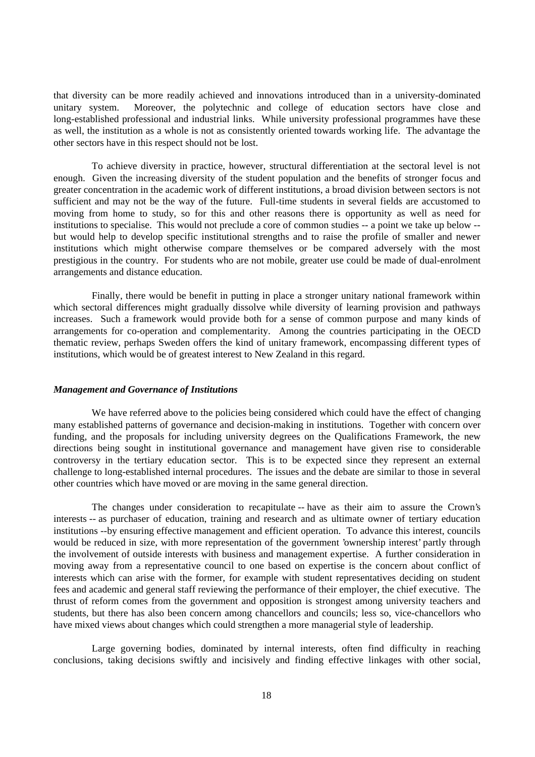that diversity can be more readily achieved and innovations introduced than in a university-dominated unitary system. Moreover, the polytechnic and college of education sectors have close and long-established professional and industrial links. While university professional programmes have these as well, the institution as a whole is not as consistently oriented towards working life. The advantage the other sectors have in this respect should not be lost.

To achieve diversity in practice, however, structural differentiation at the sectoral level is not enough. Given the increasing diversity of the student population and the benefits of stronger focus and greater concentration in the academic work of different institutions, a broad division between sectors is not sufficient and may not be the way of the future. Full-time students in several fields are accustomed to moving from home to study, so for this and other reasons there is opportunity as well as need for institutions to specialise. This would not preclude a core of common studies -- a point we take up below -- but would help to develop specific institutional strengths and to raise the profile of smaller and newer institutions which might otherwise compare themselves or be compared adversely with the most prestigious in the country. For students who are not mobile, greater use could be made of dual-enrolment arrangements and distance education.

Finally, there would be benefit in putting in place a stronger unitary national framework within which sectoral differences might gradually dissolve while diversity of learning provision and pathways increases. Such a framework would provide both for a sense of common purpose and many kinds of arrangements for co-operation and complementarity. Among the countries participating in the OECD thematic review, perhaps Sweden offers the kind of unitary framework, encompassing different types of institutions, which would be of greatest interest to New Zealand in this regard.

### *Management and Governance of Institutions*

We have referred above to the policies being considered which could have the effect of changing many established patterns of governance and decision-making in institutions. Together with concern over funding, and the proposals for including university degrees on the Qualifications Framework, the new directions being sought in institutional governance and management have given rise to considerable controversy in the tertiary education sector. This is to be expected since they represent an external challenge to long-established internal procedures. The issues and the debate are similar to those in several other countries which have moved or are moving in the same general direction.

The changes under consideration to recapitulate -- have as their aim to assure the Crown's interests -- as purchaser of education, training and research and as ultimate owner of tertiary education institutions --by ensuring effective management and efficient operation. To advance this interest, councils would be reduced in size, with more representation of the government 'ownership interest' partly through the involvement of outside interests with business and management expertise. A further consideration in moving away from a representative council to one based on expertise is the concern about conflict of interests which can arise with the former, for example with student representatives deciding on student fees and academic and general staff reviewing the performance of their employer, the chief executive. The thrust of reform comes from the government and opposition is strongest among university teachers and students, but there has also been concern among chancellors and councils; less so, vice-chancellors who have mixed views about changes which could strengthen a more managerial style of leadership.

Large governing bodies, dominated by internal interests, often find difficulty in reaching conclusions, taking decisions swiftly and incisively and finding effective linkages with other social,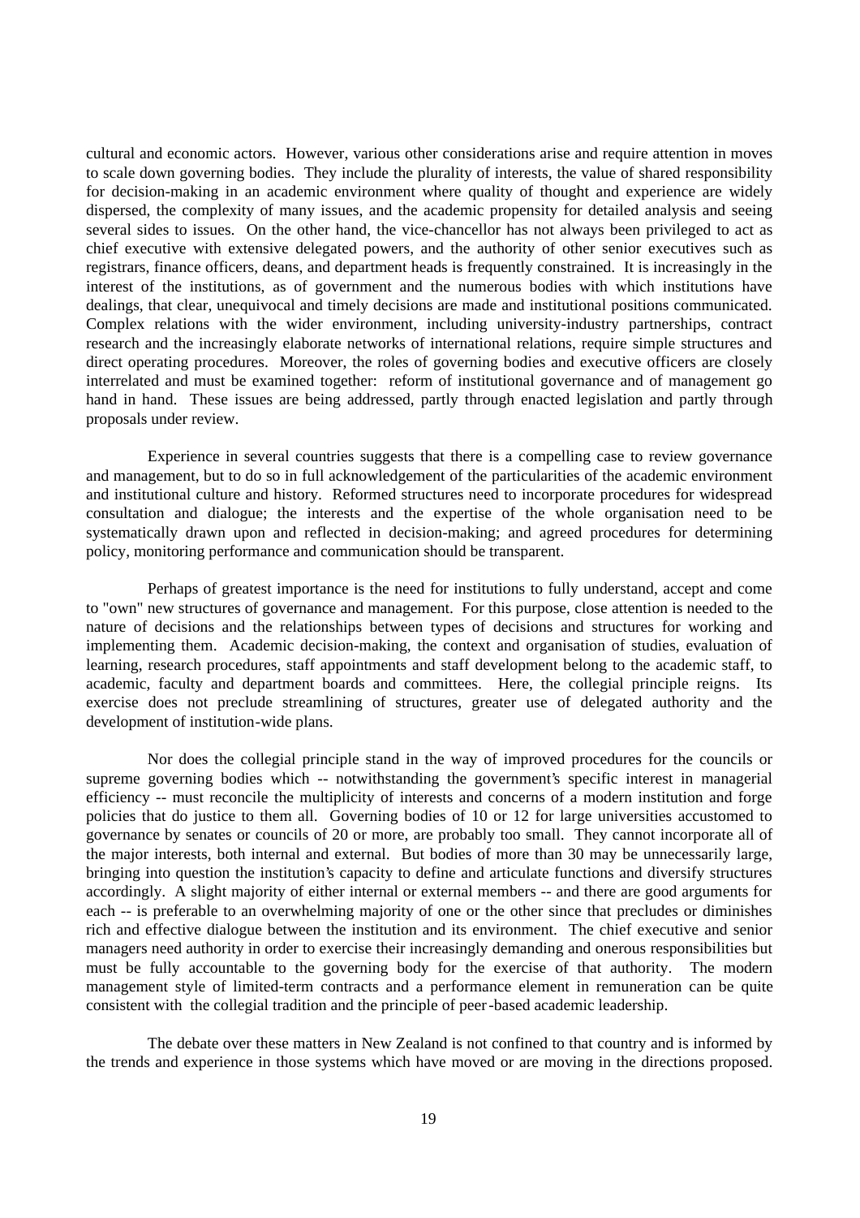cultural and economic actors. However, various other considerations arise and require attention in moves to scale down governing bodies. They include the plurality of interests, the value of shared responsibility for decision-making in an academic environment where quality of thought and experience are widely dispersed, the complexity of many issues, and the academic propensity for detailed analysis and seeing several sides to issues. On the other hand, the vice-chancellor has not always been privileged to act as chief executive with extensive delegated powers, and the authority of other senior executives such as registrars, finance officers, deans, and department heads is frequently constrained. It is increasingly in the interest of the institutions, as of government and the numerous bodies with which institutions have dealings, that clear, unequivocal and timely decisions are made and institutional positions communicated. Complex relations with the wider environment, including university-industry partnerships, contract research and the increasingly elaborate networks of international relations, require simple structures and direct operating procedures. Moreover, the roles of governing bodies and executive officers are closely interrelated and must be examined together: reform of institutional governance and of management go hand in hand. These issues are being addressed, partly through enacted legislation and partly through proposals under review.

Experience in several countries suggests that there is a compelling case to review governance and management, but to do so in full acknowledgement of the particularities of the academic environment and institutional culture and history. Reformed structures need to incorporate procedures for widespread consultation and dialogue; the interests and the expertise of the whole organisation need to be systematically drawn upon and reflected in decision-making; and agreed procedures for determining policy, monitoring performance and communication should be transparent.

Perhaps of greatest importance is the need for institutions to fully understand, accept and come to "own" new structures of governance and management. For this purpose, close attention is needed to the nature of decisions and the relationships between types of decisions and structures for working and implementing them. Academic decision-making, the context and organisation of studies, evaluation of learning, research procedures, staff appointments and staff development belong to the academic staff, to academic, faculty and department boards and committees. Here, the collegial principle reigns. Its exercise does not preclude streamlining of structures, greater use of delegated authority and the development of institution-wide plans.

Nor does the collegial principle stand in the way of improved procedures for the councils or supreme governing bodies which -- notwithstanding the government's specific interest in managerial efficiency -- must reconcile the multiplicity of interests and concerns of a modern institution and forge policies that do justice to them all. Governing bodies of 10 or 12 for large universities accustomed to governance by senates or councils of 20 or more, are probably too small. They cannot incorporate all of the major interests, both internal and external. But bodies of more than 30 may be unnecessarily large, bringing into question the institution's capacity to define and articulate functions and diversify structures accordingly. A slight majority of either internal or external members -- and there are good arguments for each -- is preferable to an overwhelming majority of one or the other since that precludes or diminishes rich and effective dialogue between the institution and its environment. The chief executive and senior managers need authority in order to exercise their increasingly demanding and onerous responsibilities but must be fully accountable to the governing body for the exercise of that authority. The modern management style of limited-term contracts and a performance element in remuneration can be quite consistent with the collegial tradition and the principle of peer-based academic leadership.

The debate over these matters in New Zealand is not confined to that country and is informed by the trends and experience in those systems which have moved or are moving in the directions proposed.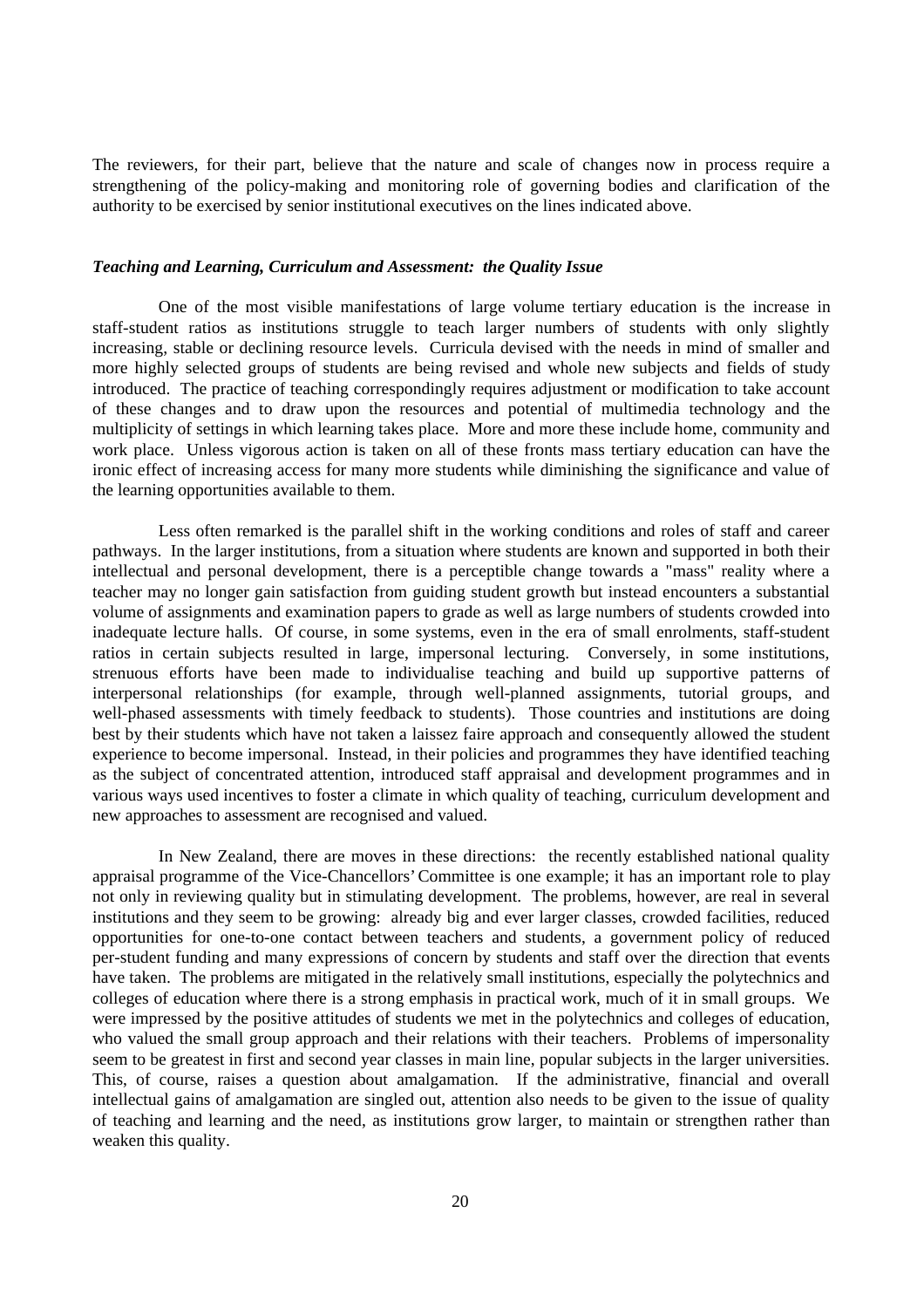The reviewers, for their part, believe that the nature and scale of changes now in process require a strengthening of the policy-making and monitoring role of governing bodies and clarification of the authority to be exercised by senior institutional executives on the lines indicated above.

### *Teaching and Learning, Curriculum and Assessment: the Quality Issue*

One of the most visible manifestations of large volume tertiary education is the increase in staff-student ratios as institutions struggle to teach larger numbers of students with only slightly increasing, stable or declining resource levels. Curricula devised with the needs in mind of smaller and more highly selected groups of students are being revised and whole new subjects and fields of study introduced. The practice of teaching correspondingly requires adjustment or modification to take account of these changes and to draw upon the resources and potential of multimedia technology and the multiplicity of settings in which learning takes place. More and more these include home, community and work place. Unless vigorous action is taken on all of these fronts mass tertiary education can have the ironic effect of increasing access for many more students while diminishing the significance and value of the learning opportunities available to them.

Less often remarked is the parallel shift in the working conditions and roles of staff and career pathways. In the larger institutions, from a situation where students are known and supported in both their intellectual and personal development, there is a perceptible change towards a "mass" reality where a teacher may no longer gain satisfaction from guiding student growth but instead encounters a substantial volume of assignments and examination papers to grade as well as large numbers of students crowded into inadequate lecture halls. Of course, in some systems, even in the era of small enrolments, staff-student ratios in certain subjects resulted in large, impersonal lecturing. Conversely, in some institutions, strenuous efforts have been made to individualise teaching and build up supportive patterns of interpersonal relationships (for example, through well-planned assignments, tutorial groups, and well-phased assessments with timely feedback to students). Those countries and institutions are doing best by their students which have not taken a laissez faire approach and consequently allowed the student experience to become impersonal. Instead, in their policies and programmes they have identified teaching as the subject of concentrated attention, introduced staff appraisal and development programmes and in various ways used incentives to foster a climate in which quality of teaching, curriculum development and new approaches to assessment are recognised and valued.

In New Zealand, there are moves in these directions: the recently established national quality appraisal programme of the Vice-Chancellors' Committee is one example; it has an important role to play not only in reviewing quality but in stimulating development. The problems, however, are real in several institutions and they seem to be growing: already big and ever larger classes, crowded facilities, reduced opportunities for one-to-one contact between teachers and students, a government policy of reduced per-student funding and many expressions of concern by students and staff over the direction that events have taken. The problems are mitigated in the relatively small institutions, especially the polytechnics and colleges of education where there is a strong emphasis in practical work, much of it in small groups. We were impressed by the positive attitudes of students we met in the polytechnics and colleges of education, who valued the small group approach and their relations with their teachers. Problems of impersonality seem to be greatest in first and second year classes in main line, popular subjects in the larger universities. This, of course, raises a question about amalgamation. If the administrative, financial and overall intellectual gains of amalgamation are singled out, attention also needs to be given to the issue of quality of teaching and learning and the need, as institutions grow larger, to maintain or strengthen rather than weaken this quality.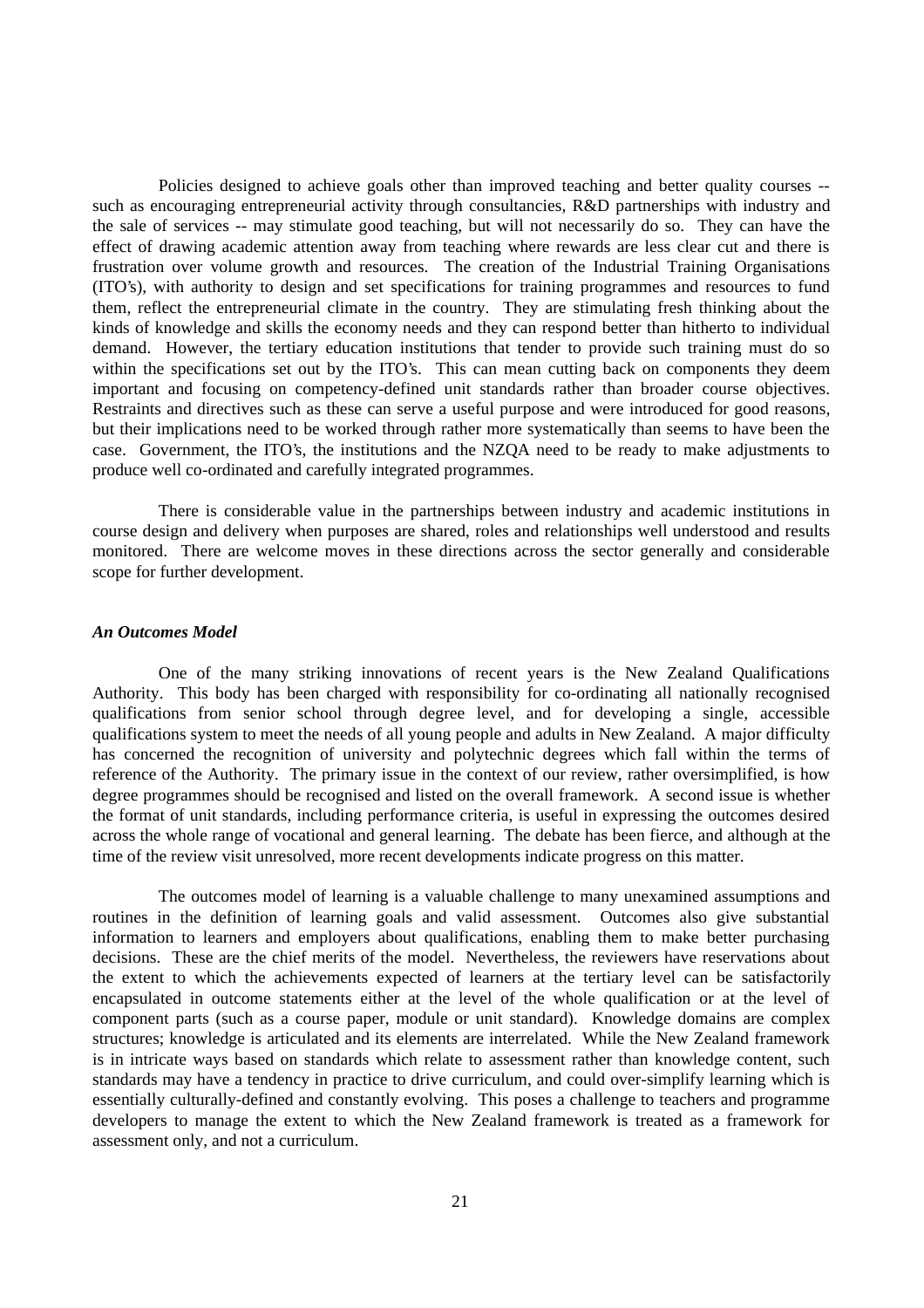Policies designed to achieve goals other than improved teaching and better quality courses -- such as encouraging entrepreneurial activity through consultancies, R&D partnerships with industry and the sale of services -- may stimulate good teaching, but will not necessarily do so. They can have the effect of drawing academic attention away from teaching where rewards are less clear cut and there is frustration over volume growth and resources. The creation of the Industrial Training Organisations (ITO's), with authority to design and set specifications for training programmes and resources to fund them, reflect the entrepreneurial climate in the country. They are stimulating fresh thinking about the kinds of knowledge and skills the economy needs and they can respond better than hitherto to individual demand. However, the tertiary education institutions that tender to provide such training must do so within the specifications set out by the ITO's. This can mean cutting back on components they deem important and focusing on competency-defined unit standards rather than broader course objectives. Restraints and directives such as these can serve a useful purpose and were introduced for good reasons, but their implications need to be worked through rather more systematically than seems to have been the case. Government, the ITO's, the institutions and the NZQA need to be ready to make adjustments to produce well co-ordinated and carefully integrated programmes.

There is considerable value in the partnerships between industry and academic institutions in course design and delivery when purposes are shared, roles and relationships well understood and results monitored. There are welcome moves in these directions across the sector generally and considerable scope for further development.

***An Outcomes Model***

One of the many striking innovations of recent years is the New Zealand Qualifications Authority. This body has been charged with responsibility for co-ordinating all nationally recognised qualifications from senior school through degree level, and for developing a single, accessible qualifications system to meet the needs of all young people and adults in New Zealand. A major difficulty has concerned the recognition of university and polytechnic degrees which fall within the terms of reference of the Authority. The primary issue in the context of our review, rather oversimplified, is how degree programmes should be recognised and listed on the overall framework. A second issue is whether the format of unit standards, including performance criteria, is useful in expressing the outcomes desired across the whole range of vocational and general learning. The debate has been fierce, and although at the time of the review visit unresolved, more recent developments indicate progress on this matter.

The outcomes model of learning is a valuable challenge to many unexamined assumptions and routines in the definition of learning goals and valid assessment. Outcomes also give substantial information to learners and employers about qualifications, enabling them to make better purchasing decisions. These are the chief merits of the model. Nevertheless, the reviewers have reservations about the extent to which the achievements expected of learners at the tertiary level can be satisfactorily encapsulated in outcome statements either at the level of the whole qualification or at the level of component parts (such as a course paper, module or unit standard). Knowledge domains are complex structures; knowledge is articulated and its elements are interrelated. While the New Zealand framework is in intricate ways based on standards which relate to assessment rather than knowledge content, such standards may have a tendency in practice to drive curriculum, and could over-simplify learning which is essentially culturally-defined and constantly evolving. This poses a challenge to teachers and programme developers to manage the extent to which the New Zealand framework is treated as a framework for assessment only, and not a curriculum.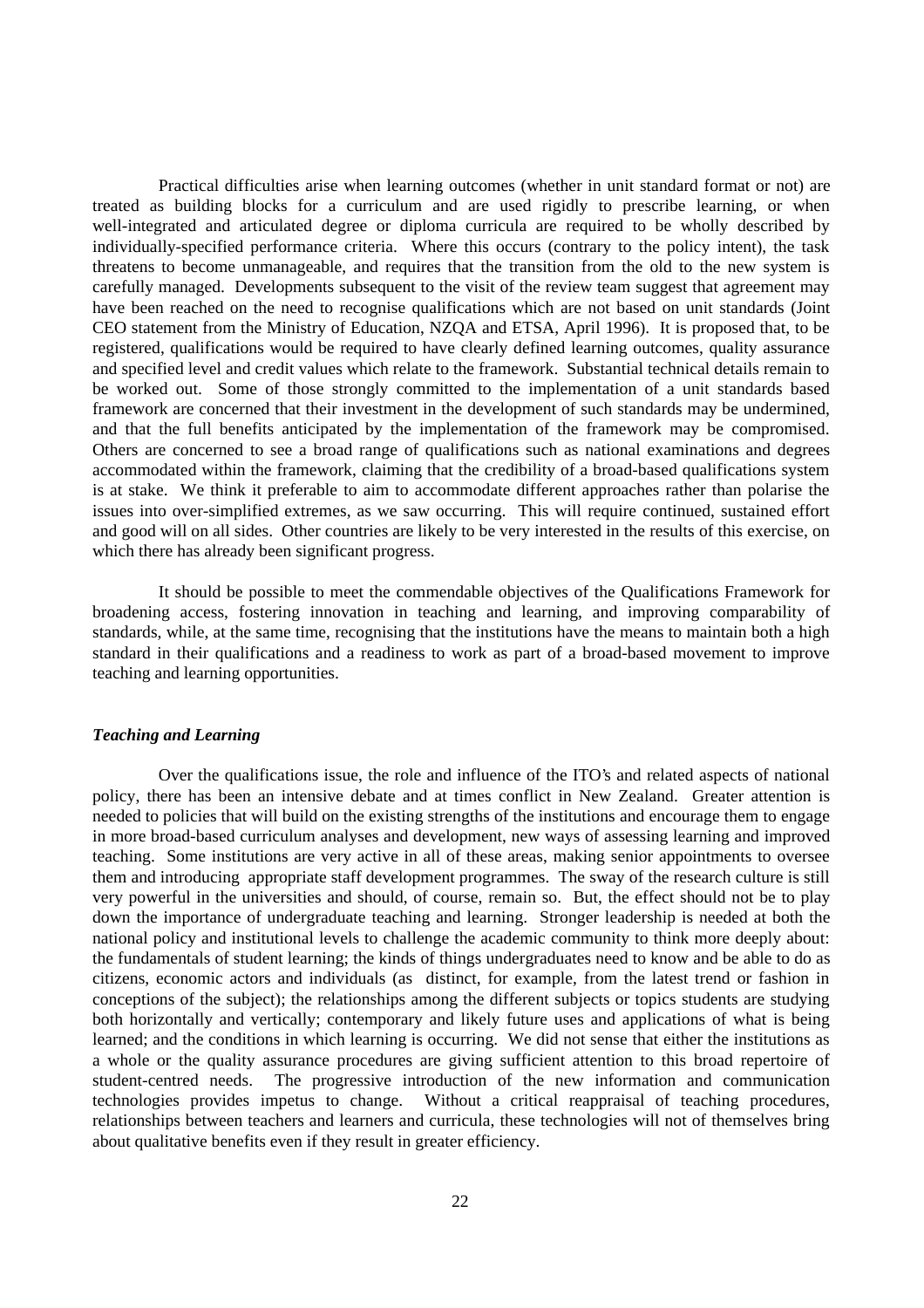Practical difficulties arise when learning outcomes (whether in unit standard format or not) are treated as building blocks for a curriculum and are used rigidly to prescribe learning, or when well-integrated and articulated degree or diploma curricula are required to be wholly described by individually-specified performance criteria. Where this occurs (contrary to the policy intent), the task threatens to become unmanageable, and requires that the transition from the old to the new system is carefully managed. Developments subsequent to the visit of the review team suggest that agreement may have been reached on the need to recognise qualifications which are not based on unit standards (Joint CEO statement from the Ministry of Education, NZQA and ETSA, April 1996). It is proposed that, to be registered, qualifications would be required to have clearly defined learning outcomes, quality assurance and specified level and credit values which relate to the framework. Substantial technical details remain to be worked out. Some of those strongly committed to the implementation of a unit standards based framework are concerned that their investment in the development of such standards may be undermined, and that the full benefits anticipated by the implementation of the framework may be compromised. Others are concerned to see a broad range of qualifications such as national examinations and degrees accommodated within the framework, claiming that the credibility of a broad-based qualifications system is at stake. We think it preferable to aim to accommodate different approaches rather than polarise the issues into over-simplified extremes, as we saw occurring. This will require continued, sustained effort and good will on all sides. Other countries are likely to be very interested in the results of this exercise, on which there has already been significant progress.

It should be possible to meet the commendable objectives of the Qualifications Framework for broadening access, fostering innovation in teaching and learning, and improving comparability of standards, while, at the same time, recognising that the institutions have the means to maintain both a high standard in their qualifications and a readiness to work as part of a broad-based movement to improve teaching and learning opportunities.

***Teaching and Learning***

Over the qualifications issue, the role and influence of the ITO's and related aspects of national policy, there has been an intensive debate and at times conflict in New Zealand. Greater attention is needed to policies that will build on the existing strengths of the institutions and encourage them to engage in more broad-based curriculum analyses and development, new ways of assessing learning and improved teaching. Some institutions are very active in all of these areas, making senior appointments to oversee them and introducing appropriate staff development programmes. The sway of the research culture is still very powerful in the universities and should, of course, remain so. But, the effect should not be to play down the importance of undergraduate teaching and learning. Stronger leadership is needed at both the national policy and institutional levels to challenge the academic community to think more deeply about: the fundamentals of student learning; the kinds of things undergraduates need to know and be able to do as citizens, economic actors and individuals (as distinct, for example, from the latest trend or fashion in conceptions of the subject); the relationships among the different subjects or topics students are studying both horizontally and vertically; contemporary and likely future uses and applications of what is being learned; and the conditions in which learning is occurring. We did not sense that either the institutions as a whole or the quality assurance procedures are giving sufficient attention to this broad repertoire of student-centred needs. The progressive introduction of the new information and communication technologies provides impetus to change. Without a critical reappraisal of teaching procedures, relationships between teachers and learners and curricula, these technologies will not of themselves bring about qualitative benefits even if they result in greater efficiency.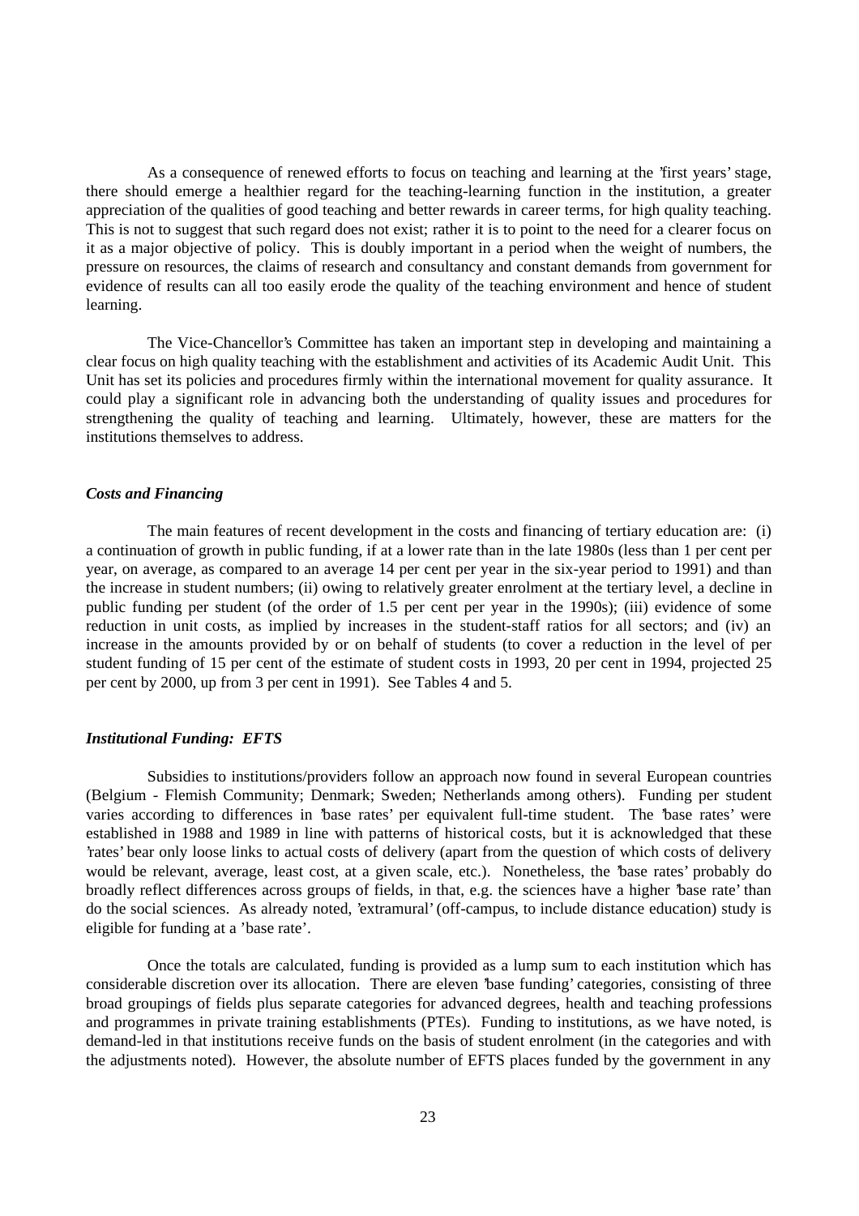As a consequence of renewed efforts to focus on teaching and learning at the 'first years' stage, there should emerge a healthier regard for the teaching-learning function in the institution, a greater appreciation of the qualities of good teaching and better rewards in career terms, for high quality teaching. This is not to suggest that such regard does not exist; rather it is to point to the need for a clearer focus on it as a major objective of policy. This is doubly important in a period when the weight of numbers, the pressure on resources, the claims of research and consultancy and constant demands from government for evidence of results can all too easily erode the quality of the teaching environment and hence of student learning.

The Vice-Chancellor's Committee has taken an important step in developing and maintaining a clear focus on high quality teaching with the establishment and activities of its Academic Audit Unit. This Unit has set its policies and procedures firmly within the international movement for quality assurance. It could play a significant role in advancing both the understanding of quality issues and procedures for strengthening the quality of teaching and learning. Ultimately, however, these are matters for the institutions themselves to address.

### *Costs and Financing*

The main features of recent development in the costs and financing of tertiary education are: (i) a continuation of growth in public funding, if at a lower rate than in the late 1980s (less than 1 per cent per year, on average, as compared to an average 14 per cent per year in the six-year period to 1991) and than the increase in student numbers; (ii) owing to relatively greater enrolment at the tertiary level, a decline in public funding per student (of the order of 1.5 per cent per year in the 1990s); (iii) evidence of some reduction in unit costs, as implied by increases in the student-staff ratios for all sectors; and (iv) an increase in the amounts provided by or on behalf of students (to cover a reduction in the level of per student funding of 15 per cent of the estimate of student costs in 1993, 20 per cent in 1994, projected 25 per cent by 2000, up from 3 per cent in 1991). See Tables 4 and 5.

### *Institutional Funding: EFTS*

Subsidies to institutions/providers follow an approach now found in several European countries (Belgium - Flemish Community; Denmark; Sweden; Netherlands among others). Funding per student varies according to differences in 'base rates' per equivalent full-time student. The 'base rates' were established in 1988 and 1989 in line with patterns of historical costs, but it is acknowledged that these 'rates' bear only loose links to actual costs of delivery (apart from the question of which costs of delivery would be relevant, average, least cost, at a given scale, etc.). Nonetheless, the 'base rates' probably do broadly reflect differences across groups of fields, in that, e.g. the sciences have a higher 'base rate' than do the social sciences. As already noted, 'extramural' (off-campus, to include distance education) study is eligible for funding at a 'base rate'.

Once the totals are calculated, funding is provided as a lump sum to each institution which has considerable discretion over its allocation. There are eleven 'base funding' categories, consisting of three broad groupings of fields plus separate categories for advanced degrees, health and teaching professions and programmes in private training establishments (PTEs). Funding to institutions, as we have noted, is demand-led in that institutions receive funds on the basis of student enrolment (in the categories and with the adjustments noted). However, the absolute number of EFTS places funded by the government in any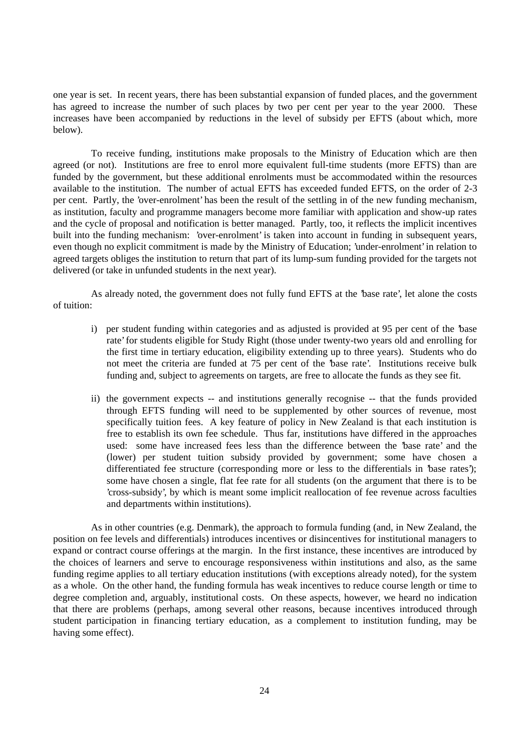one year is set. In recent years, there has been substantial expansion of funded places, and the government has agreed to increase the number of such places by two per cent per year to the year 2000. These increases have been accompanied by reductions in the level of subsidy per EFTS (about which, more below).

To receive funding, institutions make proposals to the Ministry of Education which are then agreed (or not). Institutions are free to enrol more equivalent full-time students (more EFTS) than are funded by the government, but these additional enrolments must be accommodated within the resources available to the institution. The number of actual EFTS has exceeded funded EFTS, on the order of 2-3 per cent. Partly, the 'over-enrolment' has been the result of the settling in of the new funding mechanism, as institution, faculty and programme managers become more familiar with application and show-up rates and the cycle of proposal and notification is better managed. Partly, too, it reflects the implicit incentives built into the funding mechanism: 'over-enrolment' is taken into account in funding in subsequent years, even though no explicit commitment is made by the Ministry of Education; 'under-enrolment' in relation to agreed targets obliges the institution to return that part of its lump-sum funding provided for the targets not delivered (or take in unfunded students in the next year).

As already noted, the government does not fully fund EFTS at the 'base rate', let alone the costs of tuition:

i) per student funding within categories and as adjusted is provided at 95 per cent of the 'base rate' for students eligible for Study Right (those under twenty-two years old and enrolling for the first time in tertiary education, eligibility extending up to three years). Students who do not meet the criteria are funded at 75 per cent of the 'base rate'. Institutions receive bulk funding and, subject to agreements on targets, are free to allocate the funds as they see fit.

ii) the government expects -- and institutions generally recognise -- that the funds provided through EFTS funding will need to be supplemented by other sources of revenue, most specifically tuition fees. A key feature of policy in New Zealand is that each institution is free to establish its own fee schedule. Thus far, institutions have differed in the approaches used: some have increased fees less than the difference between the 'base rate' and the (lower) per student tuition subsidy provided by government; some have chosen a differentiated fee structure (corresponding more or less to the differentials in 'base rates'); some have chosen a single, flat fee rate for all students (on the argument that there is to be 'cross-subsidy', by which is meant some implicit reallocation of fee revenue across faculties and departments within institutions).

As in other countries (e.g. Denmark), the approach to formula funding (and, in New Zealand, the position on fee levels and differentials) introduces incentives or disincentives for institutional managers to expand or contract course offerings at the margin. In the first instance, these incentives are introduced by the choices of learners and serve to encourage responsiveness within institutions and also, as the same funding regime applies to all tertiary education institutions (with exceptions already noted), for the system as a whole. On the other hand, the funding formula has weak incentives to reduce course length or time to degree completion and, arguably, institutional costs. On these aspects, however, we heard no indication that there are problems (perhaps, among several other reasons, because incentives introduced through student participation in financing tertiary education, as a complement to institution funding, may be having some effect).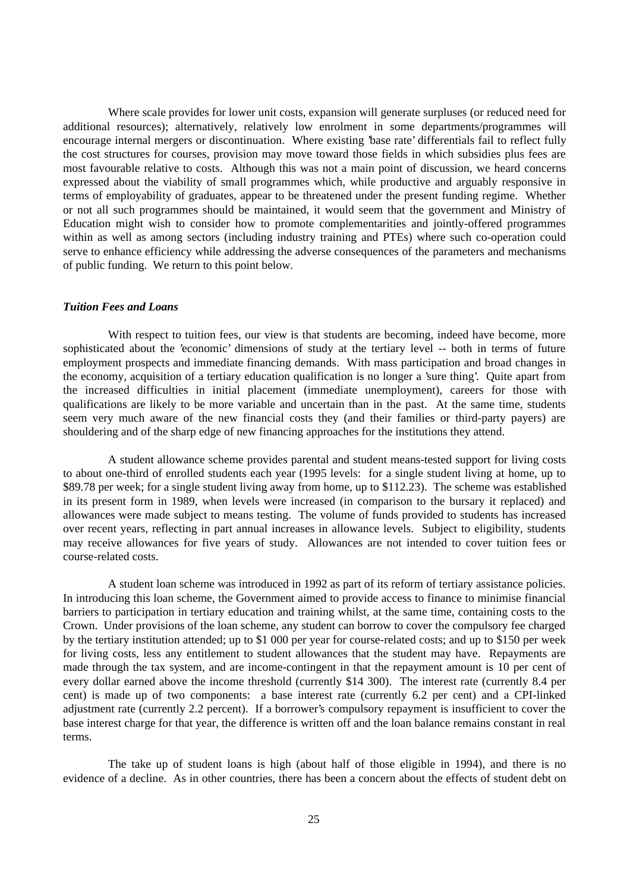Where scale provides for lower unit costs, expansion will generate surpluses (or reduced need for additional resources); alternatively, relatively low enrolment in some departments/programmes will encourage internal mergers or discontinuation. Where existing 'base rate' differentials fail to reflect fully the cost structures for courses, provision may move toward those fields in which subsidies plus fees are most favourable relative to costs. Although this was not a main point of discussion, we heard concerns expressed about the viability of small programmes which, while productive and arguably responsive in terms of employability of graduates, appear to be threatened under the present funding regime. Whether or not all such programmes should be maintained, it would seem that the government and Ministry of Education might wish to consider how to promote complementarities and jointly-offered programmes within as well as among sectors (including industry training and PTEs) where such co-operation could serve to enhance efficiency while addressing the adverse consequences of the parameters and mechanisms of public funding. We return to this point below.

### *Tuition Fees and Loans*

With respect to tuition fees, our view is that students are becoming, indeed have become, more sophisticated about the 'economic' dimensions of study at the tertiary level -- both in terms of future employment prospects and immediate financing demands. With mass participation and broad changes in the economy, acquisition of a tertiary education qualification is no longer a 'sure thing'. Quite apart from the increased difficulties in initial placement (immediate unemployment), careers for those with qualifications are likely to be more variable and uncertain than in the past. At the same time, students seem very much aware of the new financial costs they (and their families or third-party payers) are shouldering and of the sharp edge of new financing approaches for the institutions they attend.

A student allowance scheme provides parental and student means-tested support for living costs to about one-third of enrolled students each year (1995 levels: for a single student living at home, up to \$89.78 per week; for a single student living away from home, up to \$112.23). The scheme was established in its present form in 1989, when levels were increased (in comparison to the bursary it replaced) and allowances were made subject to means testing. The volume of funds provided to students has increased over recent years, reflecting in part annual increases in allowance levels. Subject to eligibility, students may receive allowances for five years of study. Allowances are not intended to cover tuition fees or course-related costs.

A student loan scheme was introduced in 1992 as part of its reform of tertiary assistance policies. In introducing this loan scheme, the Government aimed to provide access to finance to minimise financial barriers to participation in tertiary education and training whilst, at the same time, containing costs to the Crown. Under provisions of the loan scheme, any student can borrow to cover the compulsory fee charged by the tertiary institution attended; up to \$1 000 per year for course-related costs; and up to \$150 per week for living costs, less any entitlement to student allowances that the student may have. Repayments are made through the tax system, and are income-contingent in that the repayment amount is 10 per cent of every dollar earned above the income threshold (currently \$14 300). The interest rate (currently 8.4 per cent) is made up of two components: a base interest rate (currently 6.2 per cent) and a CPI-linked adjustment rate (currently 2.2 percent). If a borrower's compulsory repayment is insufficient to cover the base interest charge for that year, the difference is written off and the loan balance remains constant in real terms.

The take up of student loans is high (about half of those eligible in 1994), and there is no evidence of a decline. As in other countries, there has been a concern about the effects of student debt on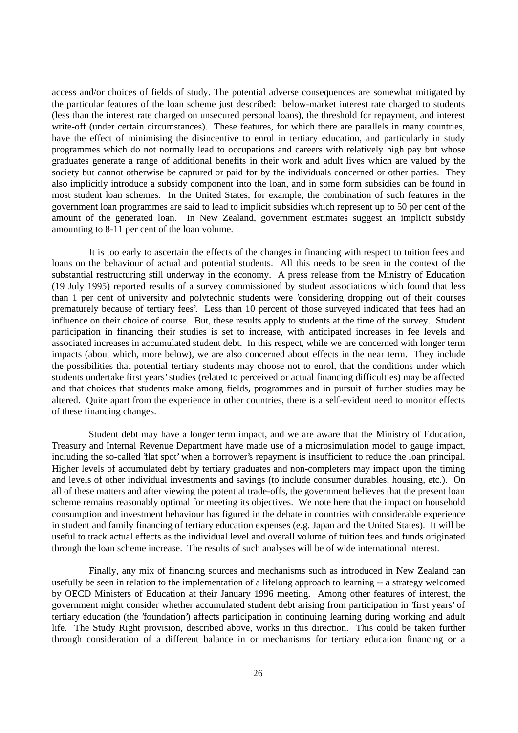access and/or choices of fields of study. The potential adverse consequences are somewhat mitigated by the particular features of the loan scheme just described: below-market interest rate charged to students (less than the interest rate charged on unsecured personal loans), the threshold for repayment, and interest write-off (under certain circumstances). These features, for which there are parallels in many countries, have the effect of minimising the disincentive to enrol in tertiary education, and particularly in study programmes which do not normally lead to occupations and careers with relatively high pay but whose graduates generate a range of additional benefits in their work and adult lives which are valued by the society but cannot otherwise be captured or paid for by the individuals concerned or other parties. They also implicitly introduce a subsidy component into the loan, and in some form subsidies can be found in most student loan schemes. In the United States, for example, the combination of such features in the government loan programmes are said to lead to implicit subsidies which represent up to 50 per cent of the amount of the generated loan. In New Zealand, government estimates suggest an implicit subsidy amounting to 8-11 per cent of the loan volume.

It is too early to ascertain the effects of the changes in financing with respect to tuition fees and loans on the behaviour of actual and potential students. All this needs to be seen in the context of the substantial restructuring still underway in the economy. A press release from the Ministry of Education (19 July 1995) reported results of a survey commissioned by student associations which found that less than 1 per cent of university and polytechnic students were 'considering dropping out of their courses prematurely because of tertiary fees'. Less than 10 percent of those surveyed indicated that fees had an influence on their choice of course. But, these results apply to students at the time of the survey. Student participation in financing their studies is set to increase, with anticipated increases in fee levels and associated increases in accumulated student debt. In this respect, while we are concerned with longer term impacts (about which, more below), we are also concerned about effects in the near term. They include the possibilities that potential tertiary students may choose not to enrol, that the conditions under which students undertake first years' studies (related to perceived or actual financing difficulties) may be affected and that choices that students make among fields, programmes and in pursuit of further studies may be altered. Quite apart from the experience in other countries, there is a self-evident need to monitor effects of these financing changes.

Student debt may have a longer term impact, and we are aware that the Ministry of Education, Treasury and Internal Revenue Department have made use of a microsimulation model to gauge impact, including the so-called 'flat spot' when a borrower's repayment is insufficient to reduce the loan principal. Higher levels of accumulated debt by tertiary graduates and non-completers may impact upon the timing and levels of other individual investments and savings (to include consumer durables, housing, etc.). On all of these matters and after viewing the potential trade-offs, the government believes that the present loan scheme remains reasonably optimal for meeting its objectives. We note here that the impact on household consumption and investment behaviour has figured in the debate in countries with considerable experience in student and family financing of tertiary education expenses (e.g. Japan and the United States). It will be useful to track actual effects as the individual level and overall volume of tuition fees and funds originated through the loan scheme increase. The results of such analyses will be of wide international interest.

Finally, any mix of financing sources and mechanisms such as introduced in New Zealand can usefully be seen in relation to the implementation of a lifelong approach to learning -- a strategy welcomed by OECD Ministers of Education at their January 1996 meeting. Among other features of interest, the government might consider whether accumulated student debt arising from participation in 'first years' of tertiary education (the 'foundation') affects participation in continuing learning during working and adult life. The Study Right provision, described above, works in this direction. This could be taken further through consideration of a different balance in or mechanisms for tertiary education financing or a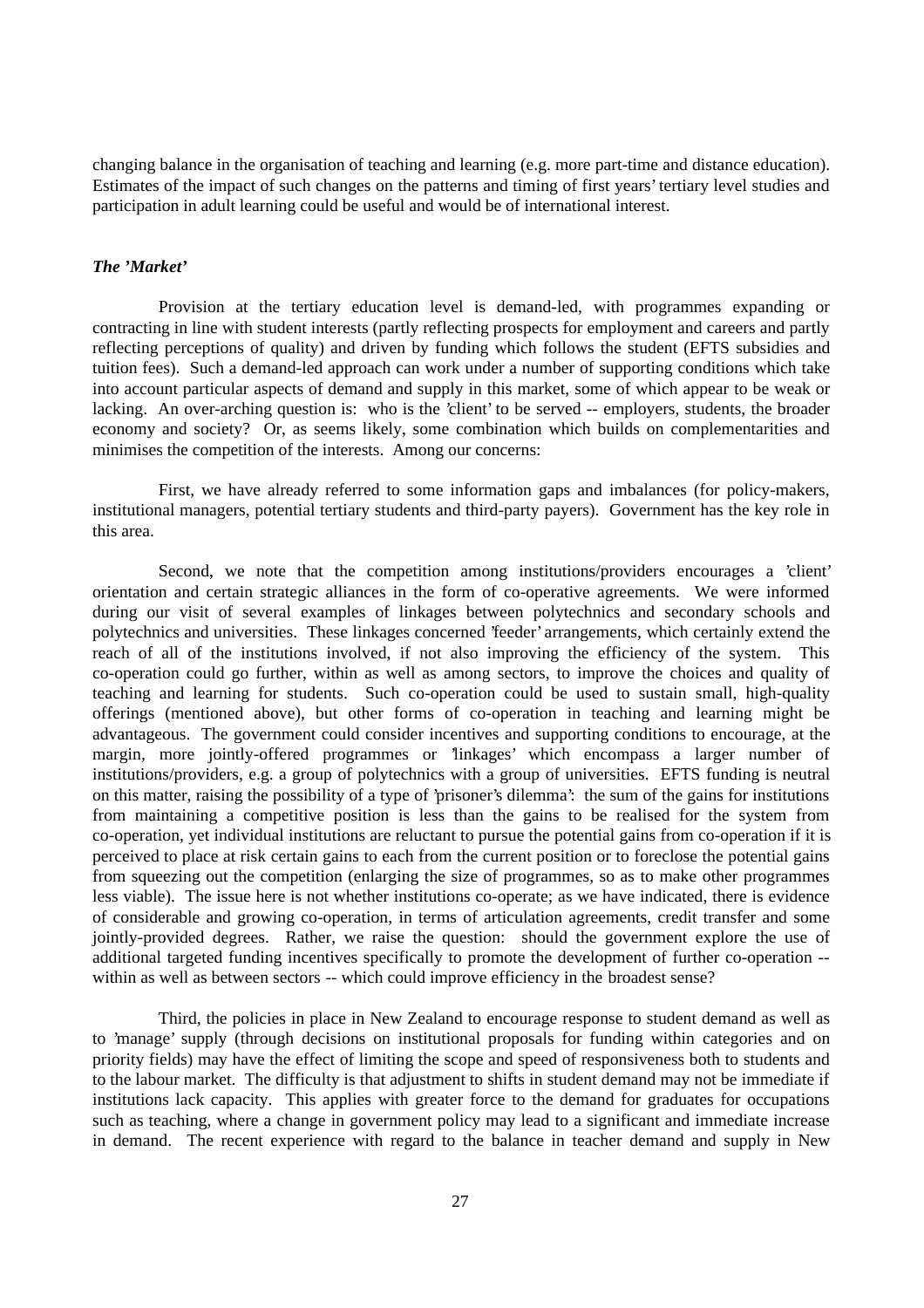changing balance in the organisation of teaching and learning (e.g. more part-time and distance education). Estimates of the impact of such changes on the patterns and timing of first years' tertiary level studies and participation in adult learning could be useful and would be of international interest.

### *The 'Market'*

Provision at the tertiary education level is demand-led, with programmes expanding or contracting in line with student interests (partly reflecting prospects for employment and careers and partly reflecting perceptions of quality) and driven by funding which follows the student (EFTS subsidies and tuition fees). Such a demand-led approach can work under a number of supporting conditions which take into account particular aspects of demand and supply in this market, some of which appear to be weak or lacking. An over-arching question is: who is the 'client' to be served -- employers, students, the broader economy and society? Or, as seems likely, some combination which builds on complementarities and minimises the competition of the interests. Among our concerns:

First, we have already referred to some information gaps and imbalances (for policy-makers, institutional managers, potential tertiary students and third-party payers). Government has the key role in this area.

Second, we note that the competition among institutions/providers encourages a 'client' orientation and certain strategic alliances in the form of co-operative agreements. We were informed during our visit of several examples of linkages between polytechnics and secondary schools and polytechnics and universities. These linkages concerned 'feeder' arrangements, which certainly extend the reach of all of the institutions involved, if not also improving the efficiency of the system. This co-operation could go further, within as well as among sectors, to improve the choices and quality of teaching and learning for students. Such co-operation could be used to sustain small, high-quality offerings (mentioned above), but other forms of co-operation in teaching and learning might be advantageous. The government could consider incentives and supporting conditions to encourage, at the margin, more jointly-offered programmes or 'linkages' which encompass a larger number of institutions/providers, e.g. a group of polytechnics with a group of universities. EFTS funding is neutral on this matter, raising the possibility of a type of 'prisoner's dilemma': the sum of the gains for institutions from maintaining a competitive position is less than the gains to be realised for the system from co-operation, yet individual institutions are reluctant to pursue the potential gains from co-operation if it is perceived to place at risk certain gains to each from the current position or to foreclose the potential gains from squeezing out the competition (enlarging the size of programmes, so as to make other programmes less viable). The issue here is not whether institutions co-operate; as we have indicated, there is evidence of considerable and growing co-operation, in terms of articulation agreements, credit transfer and some jointly-provided degrees. Rather, we raise the question: should the government explore the use of additional targeted funding incentives specifically to promote the development of further co-operation -- within as well as between sectors -- which could improve efficiency in the broadest sense?

Third, the policies in place in New Zealand to encourage response to student demand as well as to 'manage' supply (through decisions on institutional proposals for funding within categories and on priority fields) may have the effect of limiting the scope and speed of responsiveness both to students and to the labour market. The difficulty is that adjustment to shifts in student demand may not be immediate if institutions lack capacity. This applies with greater force to the demand for graduates for occupations such as teaching, where a change in government policy may lead to a significant and immediate increase in demand. The recent experience with regard to the balance in teacher demand and supply in New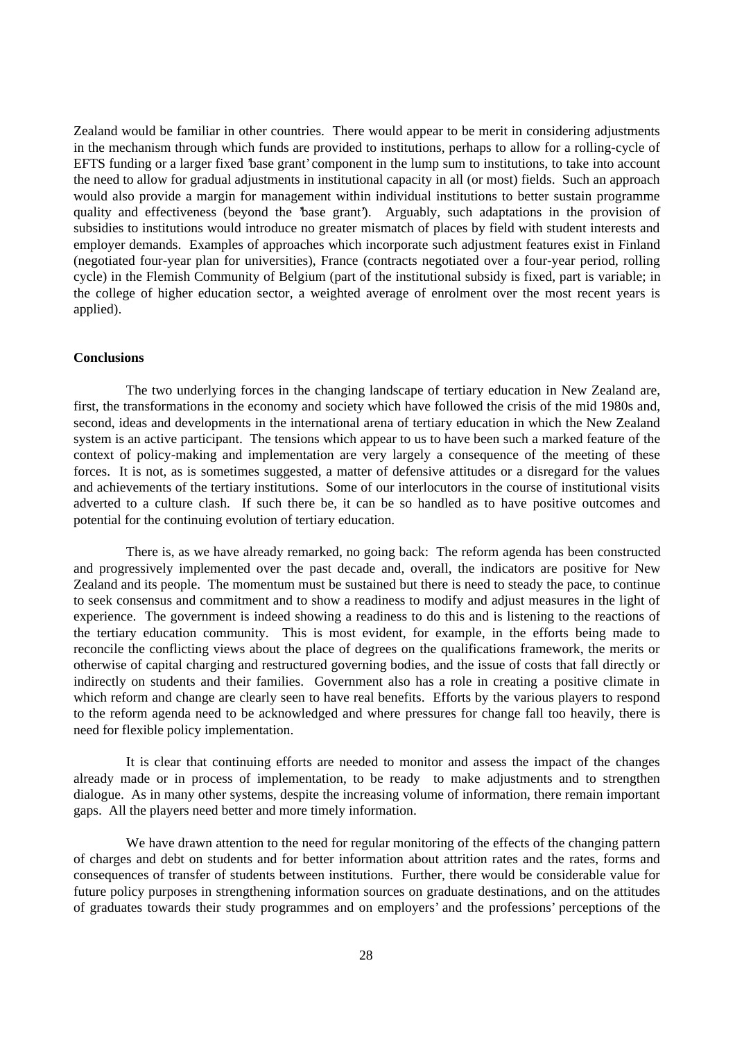Zealand would be familiar in other countries. There would appear to be merit in considering adjustments in the mechanism through which funds are provided to institutions, perhaps to allow for a rolling-cycle of EFTS funding or a larger fixed 'base grant' component in the lump sum to institutions, to take into account the need to allow for gradual adjustments in institutional capacity in all (or most) fields. Such an approach would also provide a margin for management within individual institutions to better sustain programme quality and effectiveness (beyond the 'base grant'). Arguably, such adaptations in the provision of subsidies to institutions would introduce no greater mismatch of places by field with student interests and employer demands. Examples of approaches which incorporate such adjustment features exist in Finland (negotiated four-year plan for universities), France (contracts negotiated over a four-year period, rolling cycle) in the Flemish Community of Belgium (part of the institutional subsidy is fixed, part is variable; in the college of higher education sector, a weighted average of enrolment over the most recent years is applied).

**Conclusions**

The two underlying forces in the changing landscape of tertiary education in New Zealand are, first, the transformations in the economy and society which have followed the crisis of the mid 1980s and, second, ideas and developments in the international arena of tertiary education in which the New Zealand system is an active participant. The tensions which appear to us to have been such a marked feature of the context of policy-making and implementation are very largely a consequence of the meeting of these forces. It is not, as is sometimes suggested, a matter of defensive attitudes or a disregard for the values and achievements of the tertiary institutions. Some of our interlocutors in the course of institutional visits adverted to a culture clash. If such there be, it can be so handled as to have positive outcomes and potential for the continuing evolution of tertiary education.

There is, as we have already remarked, no going back: The reform agenda has been constructed and progressively implemented over the past decade and, overall, the indicators are positive for New Zealand and its people. The momentum must be sustained but there is need to steady the pace, to continue to seek consensus and commitment and to show a readiness to modify and adjust measures in the light of experience. The government is indeed showing a readiness to do this and is listening to the reactions of the tertiary education community. This is most evident, for example, in the efforts being made to reconcile the conflicting views about the place of degrees on the qualifications framework, the merits or otherwise of capital charging and restructured governing bodies, and the issue of costs that fall directly or indirectly on students and their families. Government also has a role in creating a positive climate in which reform and change are clearly seen to have real benefits. Efforts by the various players to respond to the reform agenda need to be acknowledged and where pressures for change fall too heavily, there is need for flexible policy implementation.

It is clear that continuing efforts are needed to monitor and assess the impact of the changes already made or in process of implementation, to be ready to make adjustments and to strengthen dialogue. As in many other systems, despite the increasing volume of information, there remain important gaps. All the players need better and more timely information.

We have drawn attention to the need for regular monitoring of the effects of the changing pattern of charges and debt on students and for better information about attrition rates and the rates, forms and consequences of transfer of students between institutions. Further, there would be considerable value for future policy purposes in strengthening information sources on graduate destinations, and on the attitudes of graduates towards their study programmes and on employers' and the professions' perceptions of the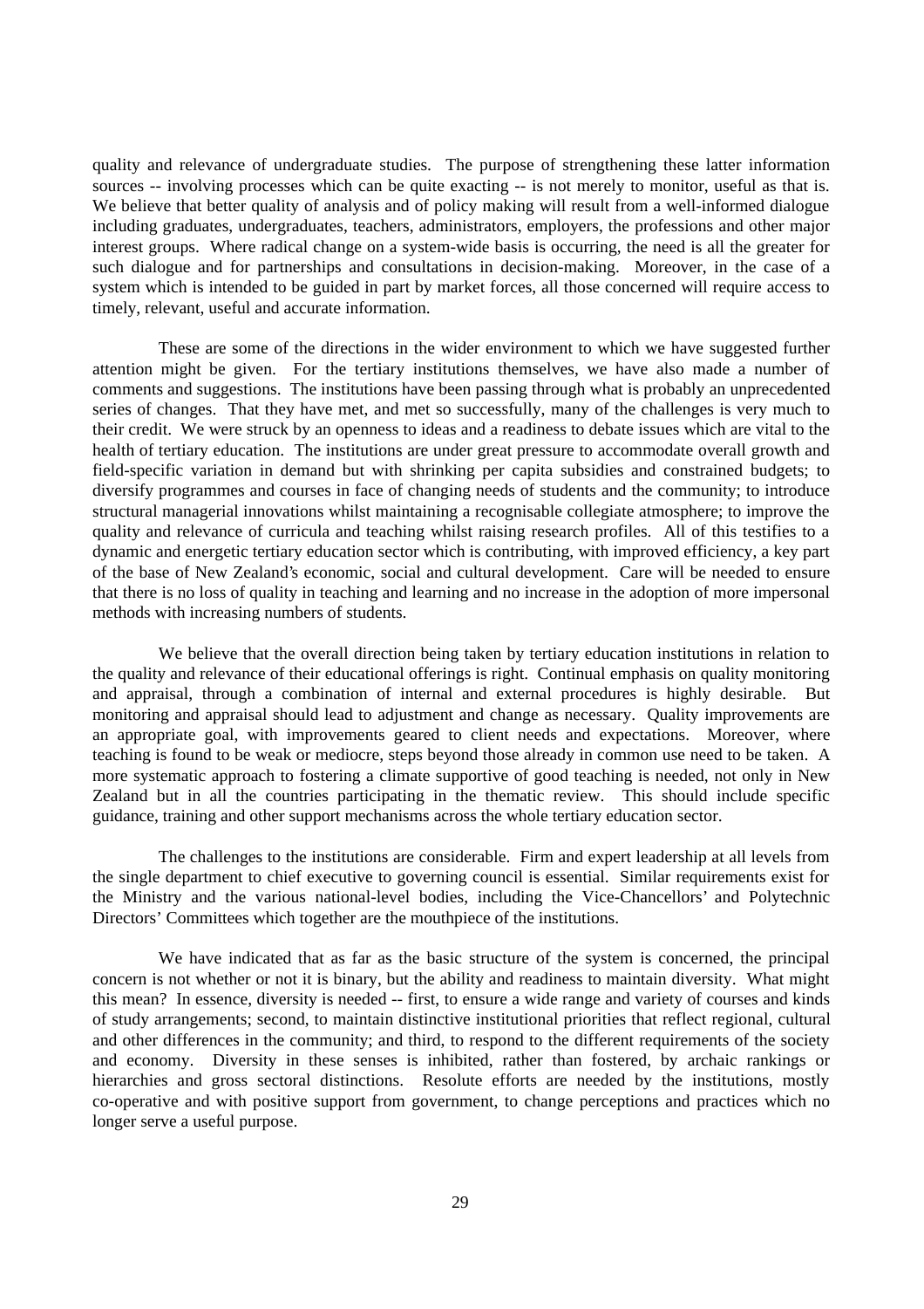quality and relevance of undergraduate studies. The purpose of strengthening these latter information sources -- involving processes which can be quite exacting -- is not merely to monitor, useful as that is. We believe that better quality of analysis and of policy making will result from a well-informed dialogue including graduates, undergraduates, teachers, administrators, employers, the professions and other major interest groups. Where radical change on a system-wide basis is occurring, the need is all the greater for such dialogue and for partnerships and consultations in decision-making. Moreover, in the case of a system which is intended to be guided in part by market forces, all those concerned will require access to timely, relevant, useful and accurate information.

These are some of the directions in the wider environment to which we have suggested further attention might be given. For the tertiary institutions themselves, we have also made a number of comments and suggestions. The institutions have been passing through what is probably an unprecedented series of changes. That they have met, and met so successfully, many of the challenges is very much to their credit. We were struck by an openness to ideas and a readiness to debate issues which are vital to the health of tertiary education. The institutions are under great pressure to accommodate overall growth and field-specific variation in demand but with shrinking per capita subsidies and constrained budgets; to diversify programmes and courses in face of changing needs of students and the community; to introduce structural managerial innovations whilst maintaining a recognisable collegiate atmosphere; to improve the quality and relevance of curricula and teaching whilst raising research profiles. All of this testifies to a dynamic and energetic tertiary education sector which is contributing, with improved efficiency, a key part of the base of New Zealand's economic, social and cultural development. Care will be needed to ensure that there is no loss of quality in teaching and learning and no increase in the adoption of more impersonal methods with increasing numbers of students.

We believe that the overall direction being taken by tertiary education institutions in relation to the quality and relevance of their educational offerings is right. Continual emphasis on quality monitoring and appraisal, through a combination of internal and external procedures is highly desirable. But monitoring and appraisal should lead to adjustment and change as necessary. Quality improvements are an appropriate goal, with improvements geared to client needs and expectations. Moreover, where teaching is found to be weak or mediocre, steps beyond those already in common use need to be taken. A more systematic approach to fostering a climate supportive of good teaching is needed, not only in New Zealand but in all the countries participating in the thematic review. This should include specific guidance, training and other support mechanisms across the whole tertiary education sector.

The challenges to the institutions are considerable. Firm and expert leadership at all levels from the single department to chief executive to governing council is essential. Similar requirements exist for the Ministry and the various national-level bodies, including the Vice-Chancellors' and Polytechnic Directors' Committees which together are the mouthpiece of the institutions.

We have indicated that as far as the basic structure of the system is concerned, the principal concern is not whether or not it is binary, but the ability and readiness to maintain diversity. What might this mean? In essence, diversity is needed -- first, to ensure a wide range and variety of courses and kinds of study arrangements; second, to maintain distinctive institutional priorities that reflect regional, cultural and other differences in the community; and third, to respond to the different requirements of the society and economy. Diversity in these senses is inhibited, rather than fostered, by archaic rankings or hierarchies and gross sectoral distinctions. Resolute efforts are needed by the institutions, mostly co-operative and with positive support from government, to change perceptions and practices which no longer serve a useful purpose.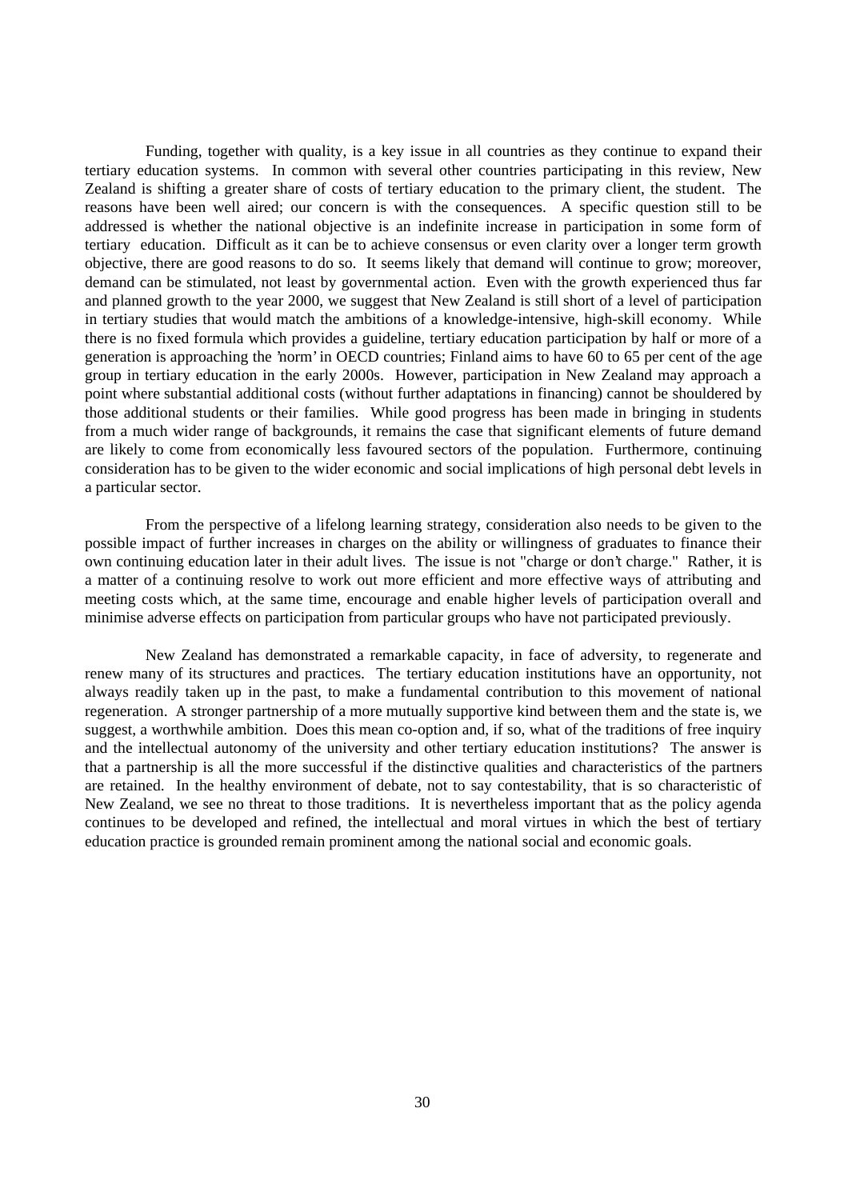Funding, together with quality, is a key issue in all countries as they continue to expand their tertiary education systems. In common with several other countries participating in this review, New Zealand is shifting a greater share of costs of tertiary education to the primary client, the student. The reasons have been well aired; our concern is with the consequences. A specific question still to be addressed is whether the national objective is an indefinite increase in participation in some form of tertiary education. Difficult as it can be to achieve consensus or even clarity over a longer term growth objective, there are good reasons to do so. It seems likely that demand will continue to grow; moreover, demand can be stimulated, not least by governmental action. Even with the growth experienced thus far and planned growth to the year 2000, we suggest that New Zealand is still short of a level of participation in tertiary studies that would match the ambitions of a knowledge-intensive, high-skill economy. While there is no fixed formula which provides a guideline, tertiary education participation by half or more of a generation is approaching the 'norm' in OECD countries; Finland aims to have 60 to 65 per cent of the age group in tertiary education in the early 2000s. However, participation in New Zealand may approach a point where substantial additional costs (without further adaptations in financing) cannot be shouldered by those additional students or their families. While good progress has been made in bringing in students from a much wider range of backgrounds, it remains the case that significant elements of future demand are likely to come from economically less favoured sectors of the population. Furthermore, continuing consideration has to be given to the wider economic and social implications of high personal debt levels in a particular sector.

From the perspective of a lifelong learning strategy, consideration also needs to be given to the possible impact of further increases in charges on the ability or willingness of graduates to finance their own continuing education later in their adult lives. The issue is not "charge or don't charge." Rather, it is a matter of a continuing resolve to work out more efficient and more effective ways of attributing and meeting costs which, at the same time, encourage and enable higher levels of participation overall and minimise adverse effects on participation from particular groups who have not participated previously.

New Zealand has demonstrated a remarkable capacity, in face of adversity, to regenerate and renew many of its structures and practices. The tertiary education institutions have an opportunity, not always readily taken up in the past, to make a fundamental contribution to this movement of national regeneration. A stronger partnership of a more mutually supportive kind between them and the state is, we suggest, a worthwhile ambition. Does this mean co-option and, if so, what of the traditions of free inquiry and the intellectual autonomy of the university and other tertiary education institutions? The answer is that a partnership is all the more successful if the distinctive qualities and characteristics of the partners are retained. In the healthy environment of debate, not to say contestability, that is so characteristic of New Zealand, we see no threat to those traditions. It is nevertheless important that as the policy agenda continues to be developed and refined, the intellectual and moral virtues in which the best of tertiary education practice is grounded remain prominent among the national social and economic goals.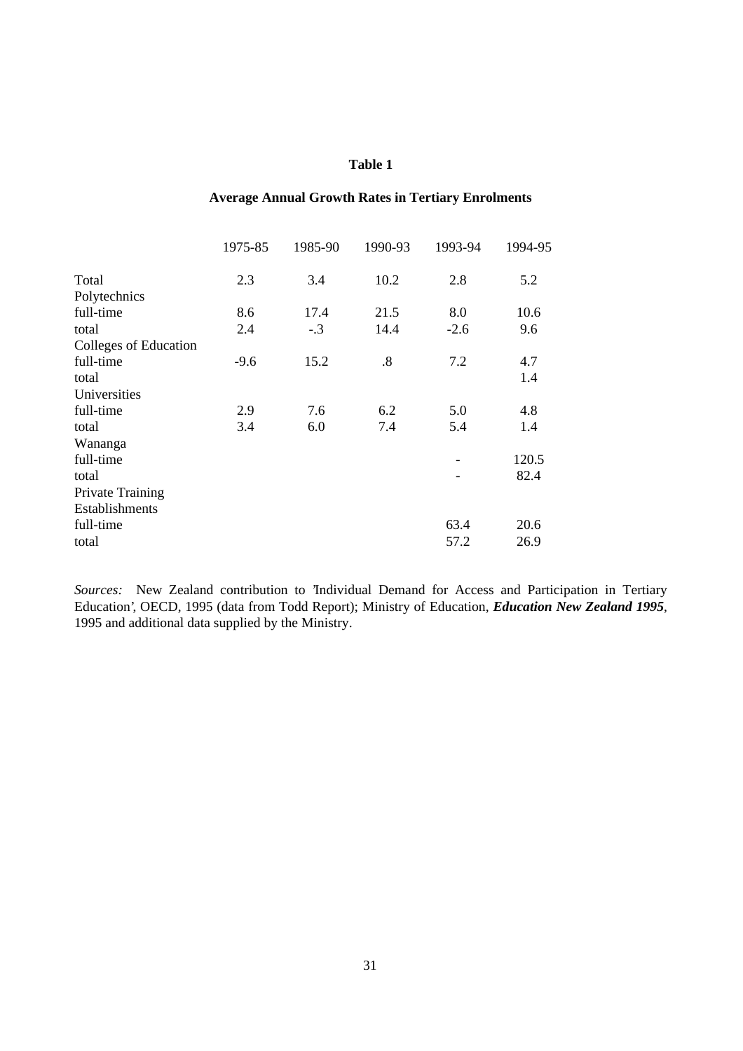**Table 1**

**Average Annual Growth Rates in Tertiary Enrolments**

| | 1975-85 | 1985-90 | 1990-93 | 1993-94 | 1994-95 |
|---|---|---|---|---|---|
| Total | 2.3 | 3.4 | 10.2 | 2.8 | 5.2 |
| Polytechnics | | | | | |
| full-time | 8.6 | 17.4 | 21.5 | 8.0 | 10.6 |
| total | 2.4 | -.3 | 14.4 | -2.6 | 9.6 |
| Colleges of Education | | | | | |
| full-time | -9.6 | 15.2 | .8 | 7.2 | 4.7 |
| total | | | | | 1.4 |
| Universities | | | | | |
| full-time | 2.9 | 7.6 | 6.2 | 5.0 | 4.8 |
| total | 3.4 | 6.0 | 7.4 | 5.4 | 1.4 |
| Wananga | | | | | |
| full-time | | | | - | 120.5 |
| total | | | | - | 82.4 |
| Private Training Establishments | | | | | |
| full-time | | | | 63.4 | 20.6 |
| total | | | | 57.2 | 26.9 |

*Sources:* New Zealand contribution to 'Individual Demand for Access and Participation in Tertiary Education', OECD, 1995 (data from Todd Report); Ministry of Education, ***Education New Zealand 1995***, 1995 and additional data supplied by the Ministry.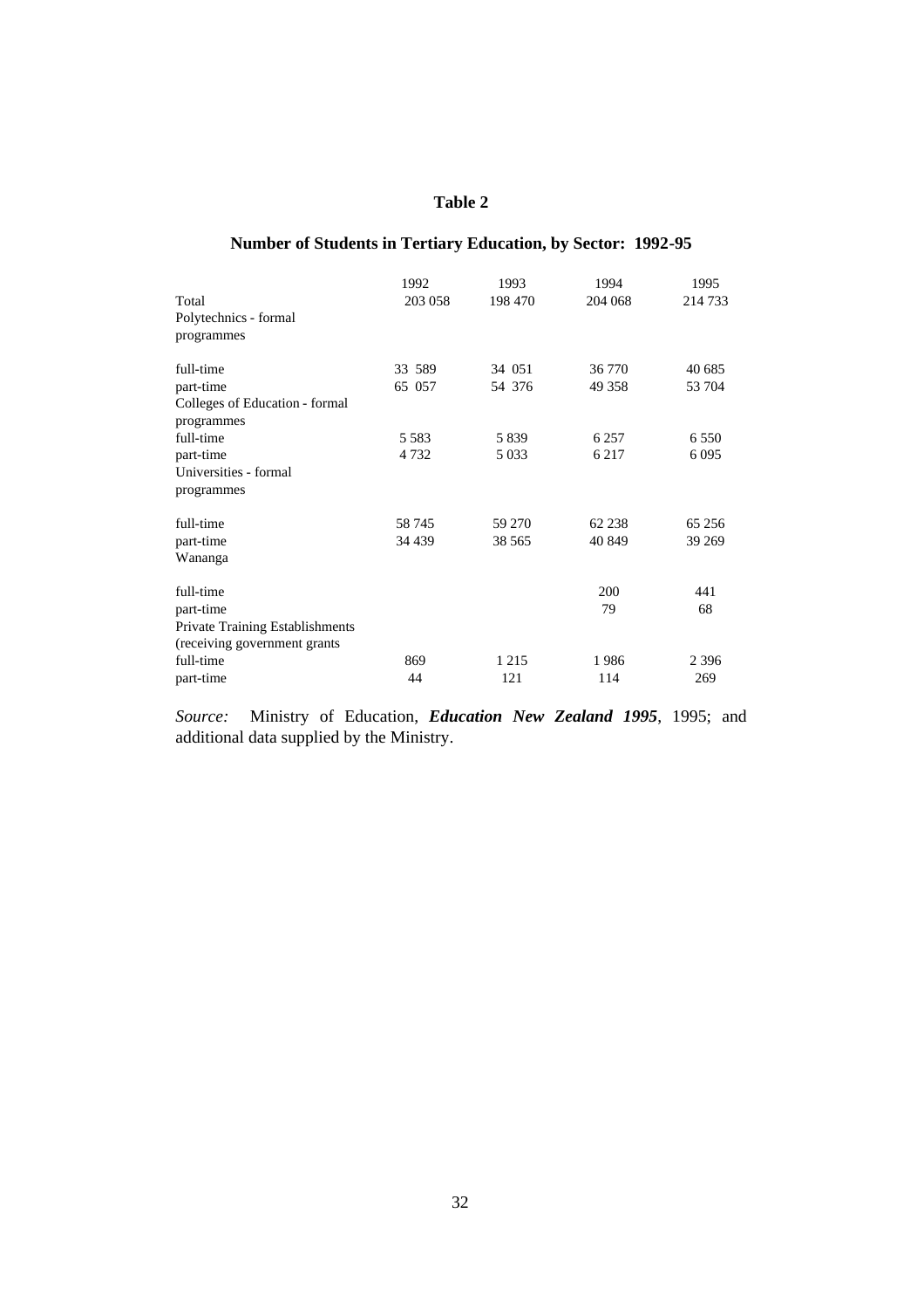**Table 2**

**Number of Students in Tertiary Education, by Sector: 1992-95**

| | 1992 | 1993 | 1994 | 1995 |
|---|---|---|---|---|
| Total | 203 058 | 198 470 | 204 068 | 214 733 |
| Polytechnics - formal programmes | | | | |
| full-time | 33 589 | 34 051 | 36 770 | 40 685 |
| part-time | 65 057 | 54 376 | 49 358 | 53 704 |
| Colleges of Education - formal programmes | | | | |
| full-time | 5 583 | 5 839 | 6 257 | 6 550 |
| part-time | 4 732 | 5 033 | 6 217 | 6 095 |
| Universities - formal programmes | | | | |
| full-time | 58 745 | 59 270 | 62 238 | 65 256 |
| part-time | 34 439 | 38 565 | 40 849 | 39 269 |
| Wananga | | | | |
| full-time | | | 200 | 441 |
| part-time | | | 79 | 68 |
| Private Training Establishments (receiving government grants | | | | |
| full-time | 869 | 1 215 | 1 986 | 2 396 |
| part-time | 44 | 121 | 114 | 269 |

*Source:* Ministry of Education, ***Education New Zealand 1995***, 1995; and additional data supplied by the Ministry.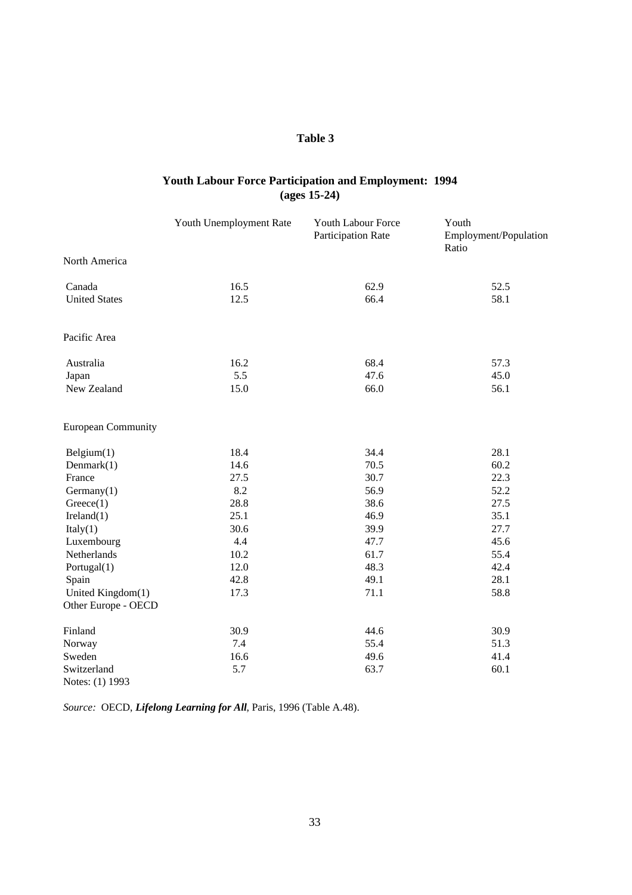## Table 3

### Youth Labour Force Participation and Employment: 1994 (ages 15-24)

| | Youth Unemployment Rate | Youth Labour Force Participation Rate | Youth Employment/Population Ratio |
|---|---|---|---|
| North America | | | |
| Canada | 16.5 | 62.9 | 52.5 |
| United States | 12.5 | 66.4 | 58.1 |
| Pacific Area | | | |
| Australia | 16.2 | 68.4 | 57.3 |
| Japan | 5.5 | 47.6 | 45.0 |
| New Zealand | 15.0 | 66.0 | 56.1 |
| European Community | | | |
| Belgium(1) | 18.4 | 34.4 | 28.1 |
| Denmark(1) | 14.6 | 70.5 | 60.2 |
| France | 27.5 | 30.7 | 22.3 |
| Germany(1) | 8.2 | 56.9 | 52.2 |
| Greece(1) | 28.8 | 38.6 | 27.5 |
| Ireland(1) | 25.1 | 46.9 | 35.1 |
| Italy(1) | 30.6 | 39.9 | 27.7 |
| Luxembourg | 4.4 | 47.7 | 45.6 |
| Netherlands | 10.2 | 61.7 | 55.4 |
| Portugal(1) | 12.0 | 48.3 | 42.4 |
| Spain | 42.8 | 49.1 | 28.1 |
| United Kingdom(1) | 17.3 | 71.1 | 58.8 |
| Other Europe - OECD | | | |
| Finland | 30.9 | 44.6 | 30.9 |
| Norway | 7.4 | 55.4 | 51.3 |
| Sweden | 16.6 | 49.6 | 41.4 |
| Switzerland | 5.7 | 63.7 | 60.1 |

Notes: (1) 1993

*Source:* OECD, ***Lifelong Learning for All***, Paris, 1996 (Table A.48).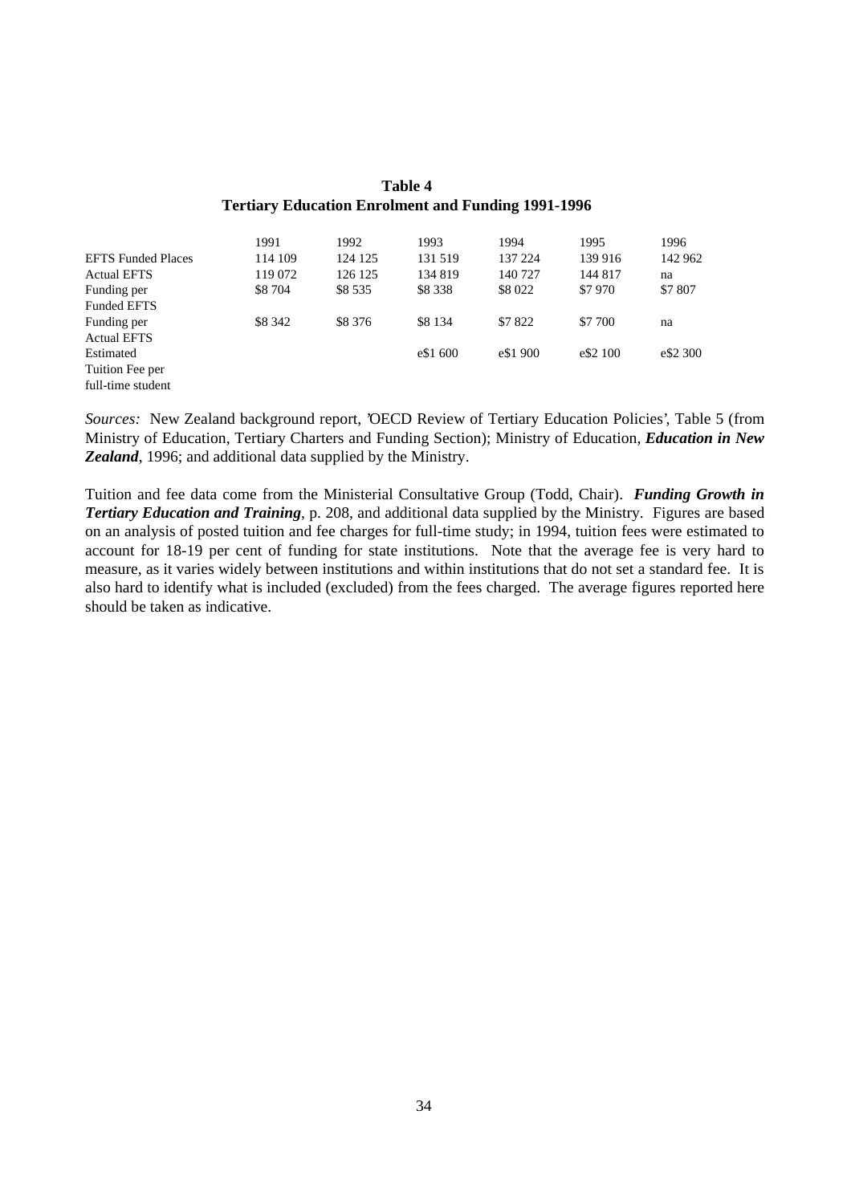**Table 4**
**Tertiary Education Enrolment and Funding 1991-1996**

| | 1991 | 1992 | 1993 | 1994 | 1995 | 1996 |
|---|---|---|---|---|---|---|
| EFTS Funded Places | 114 109 | 124 125 | 131 519 | 137 224 | 139 916 | 142 962 |
| Actual EFTS | 119 072 | 126 125 | 134 819 | 140 727 | 144 817 | na |
| Funding per Funded EFTS | $8 704 | $8 535 | $8 338 | $8 022 | $7 970 | $7 807 |
| Funding per Actual EFTS | $8 342 | $8 376 | $8 134 | $7 822 | $7 700 | na |
| Estimated Tuition Fee per full-time student | | | e$1 600 | e$1 900 | e$2 100 | e$2 300 |

*Sources:* New Zealand background report, 'OECD Review of Tertiary Education Policies', Table 5 (from Ministry of Education, Tertiary Charters and Funding Section); Ministry of Education, ***Education in New Zealand***, 1996; and additional data supplied by the Ministry.

Tuition and fee data come from the Ministerial Consultative Group (Todd, Chair). ***Funding Growth in Tertiary Education and Training***, p. 208, and additional data supplied by the Ministry. Figures are based on an analysis of posted tuition and fee charges for full-time study; in 1994, tuition fees were estimated to account for 18-19 per cent of funding for state institutions. Note that the average fee is very hard to measure, as it varies widely between institutions and within institutions that do not set a standard fee. It is also hard to identify what is included (excluded) from the fees charged. The average figures reported here should be taken as indicative.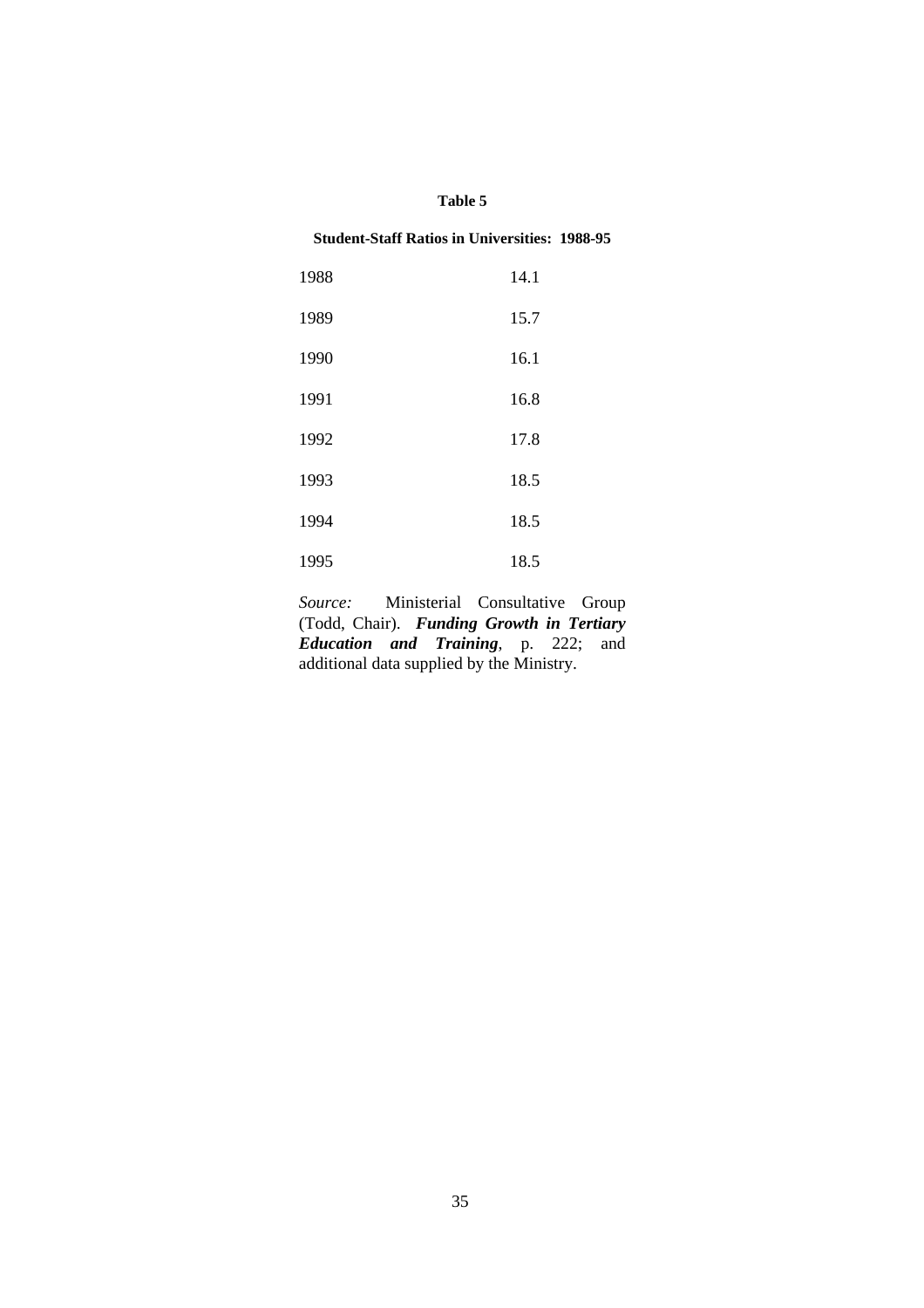**Table 5**

**Student-Staff Ratios in Universities: 1988-95**

| Year | Ratio |
|---|---|
| 1988 | 14.1 |
| 1989 | 15.7 |
| 1990 | 16.1 |
| 1991 | 16.8 |
| 1992 | 17.8 |
| 1993 | 18.5 |
| 1994 | 18.5 |
| 1995 | 18.5 |

*Source:* Ministerial Consultative Group (Todd, Chair). ***Funding Growth in Tertiary Education and Training***, p. 222; and additional data supplied by the Ministry.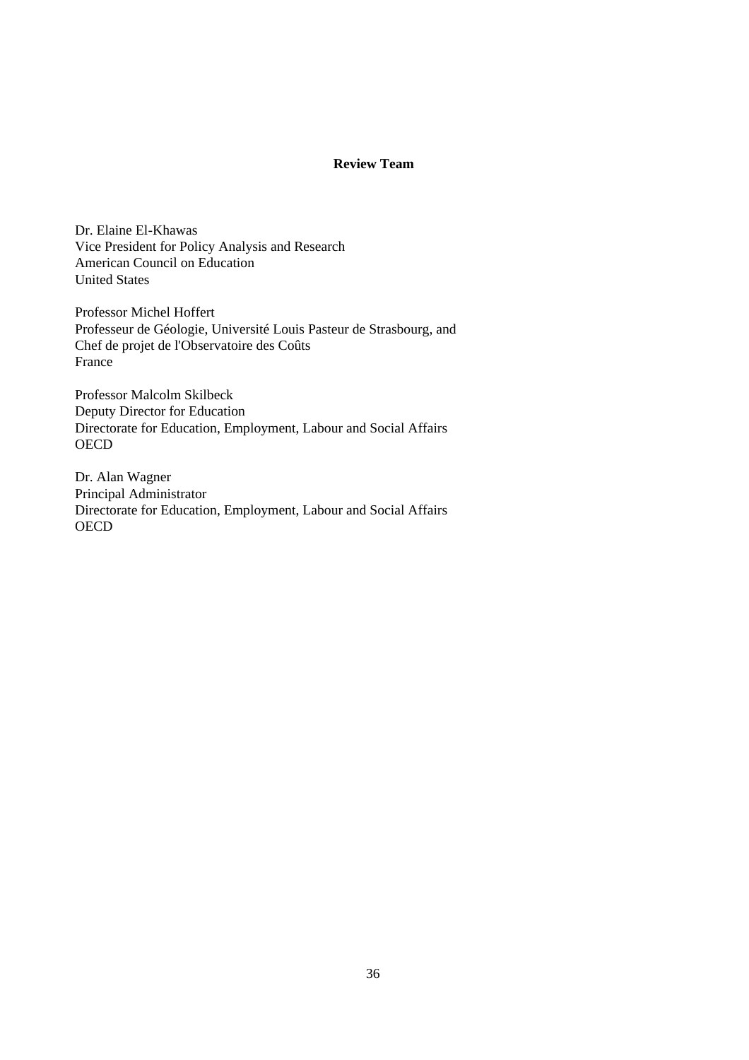**Review Team**

Dr. Elaine El-Khawas
Vice President for Policy Analysis and Research
American Council on Education
United States

Professor Michel Hoffert
Professeur de Géologie, Université Louis Pasteur de Strasbourg, and
Chef de projet de l'Observatoire des Coûts
France

Professor Malcolm Skilbeck
Deputy Director for Education
Directorate for Education, Employment, Labour and Social Affairs
OECD

Dr. Alan Wagner
Principal Administrator
Directorate for Education, Employment, Labour and Social Affairs
OECD